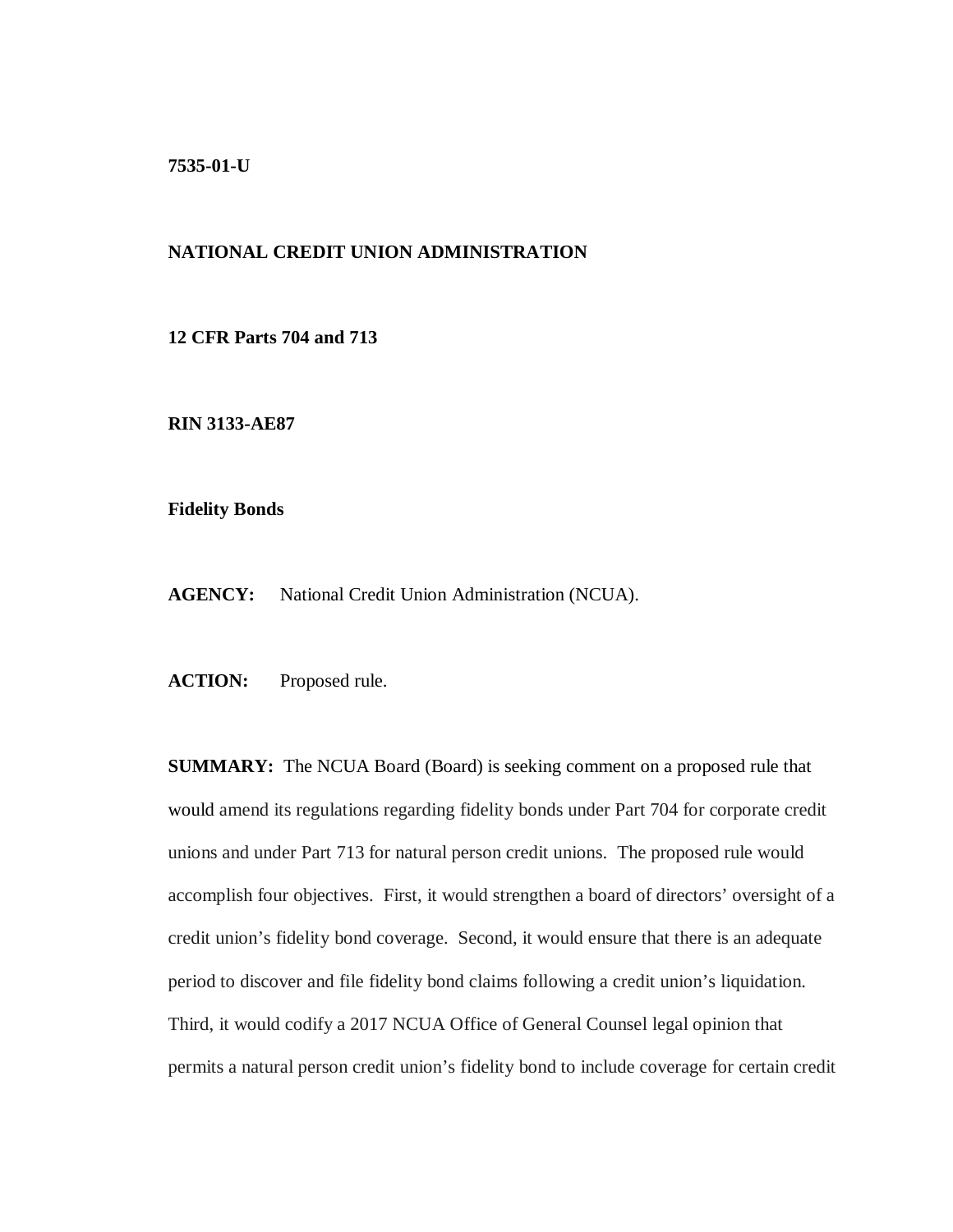**7535-01-U**

**NATIONAL CREDIT UNION ADMINISTRATION**

**12 CFR Parts 704 and 713**

**RIN 3133-AE87**

**Fidelity Bonds**

**AGENCY:** National Credit Union Administration (NCUA).

**ACTION:** Proposed rule.

**SUMMARY:** The NCUA Board (Board) is seeking comment on a proposed rule that would amend its regulations regarding fidelity bonds under Part 704 for corporate credit unions and under Part 713 for natural person credit unions. The proposed rule would accomplish four objectives. First, it would strengthen a board of directors' oversight of a credit union's fidelity bond coverage. Second, it would ensure that there is an adequate period to discover and file fidelity bond claims following a credit union's liquidation. Third, it would codify a 2017 NCUA Office of General Counsel legal opinion that permits a natural person credit union's fidelity bond to include coverage for certain credit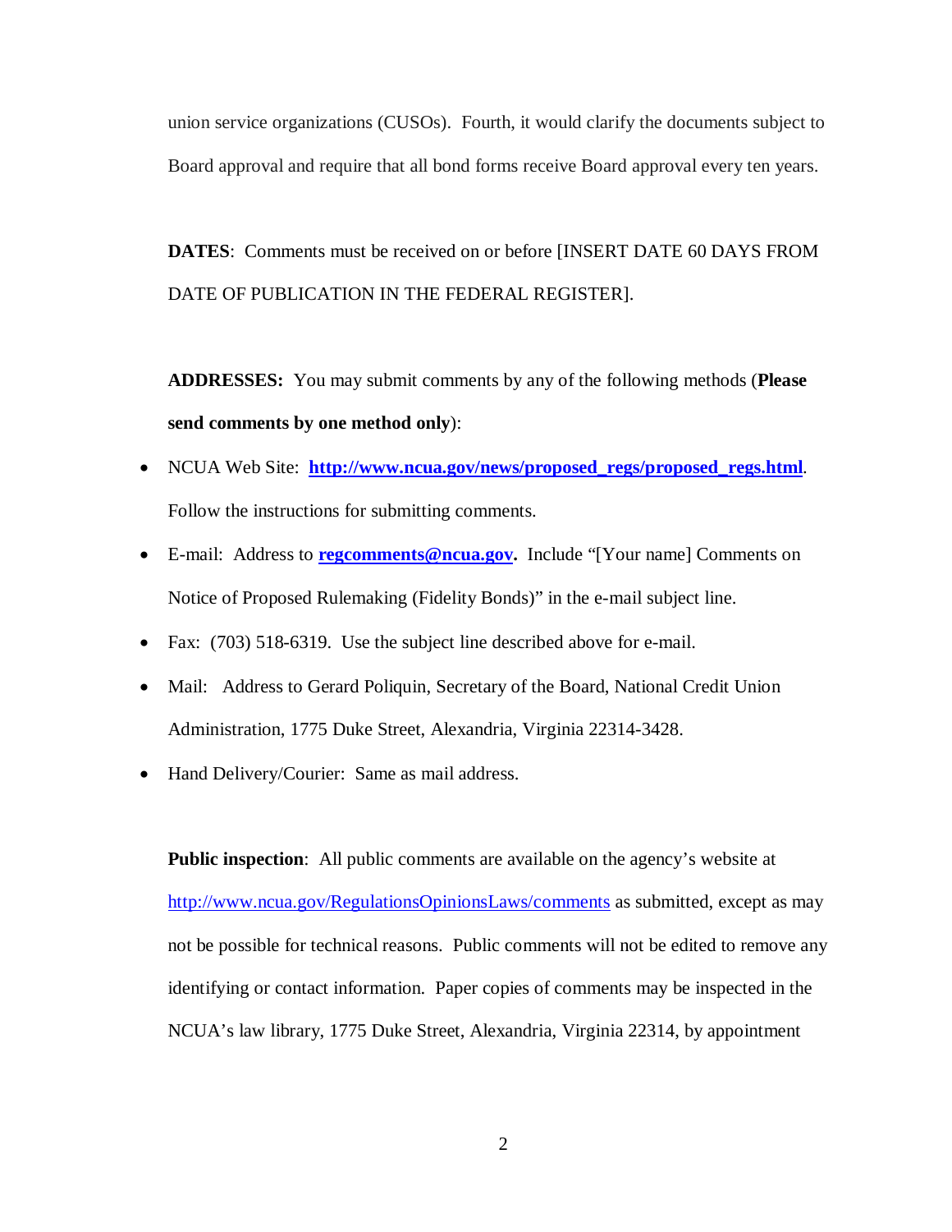union service organizations (CUSOs). Fourth, it would clarify the documents subject to Board approval and require that all bond forms receive Board approval every ten years.

**DATES**: Comments must be received on or before [INSERT DATE 60 DAYS FROM DATE OF PUBLICATION IN THE FEDERAL REGISTER].

**ADDRESSES:** You may submit comments by any of the following methods (**Please send comments by one method only**):

- NCUA Web Site: **http://www.ncua.gov/news/proposed_regs/proposed_regs.html**. Follow the instructions for submitting comments.
- E-mail: Address to **regcomments@ncua.gov.** Include "[Your name] Comments on Notice of Proposed Rulemaking (Fidelity Bonds)" in the e-mail subject line.
- Fax: (703) 518-6319. Use the subject line described above for e-mail.
- Mail: Address to Gerard Poliquin, Secretary of the Board, National Credit Union Administration, 1775 Duke Street, Alexandria, Virginia 22314-3428.
- Hand Delivery/Courier: Same as mail address.

**Public inspection**: All public comments are available on the agency's website at http://www.ncua.gov/RegulationsOpinionsLaws/comments as submitted, except as may not be possible for technical reasons. Public comments will not be edited to remove any identifying or contact information. Paper copies of comments may be inspected in the NCUA's law library, 1775 Duke Street, Alexandria, Virginia 22314, by appointment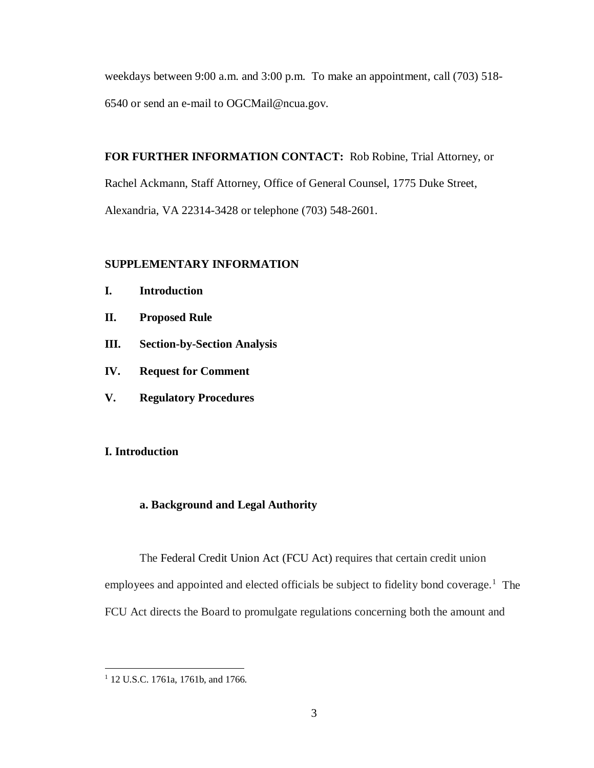weekdays between 9:00 a.m. and 3:00 p.m. To make an appointment, call (703) 518-6540 or send an e-mail to OGCMail@ncua.gov.

**FOR FURTHER INFORMATION CONTACT:** Rob Robine, Trial Attorney, or Rachel Ackmann, Staff Attorney, Office of General Counsel, 1775 Duke Street, Alexandria, VA 22314-3428 or telephone (703) 548-2601.

**SUPPLEMENTARY INFORMATION**

**I. Introduction**

**II. Proposed Rule**

**III. Section-by-Section Analysis**

**IV. Request for Comment**

**V. Regulatory Procedures**

## I. Introduction

### a. Background and Legal Authority

The Federal Credit Union Act (FCU Act) requires that certain credit union employees and appointed and elected officials be subject to fidelity bond coverage.[1] The FCU Act directs the Board to promulgate regulations concerning both the amount and

[1] 12 U.S.C. 1761a, 1761b, and 1766.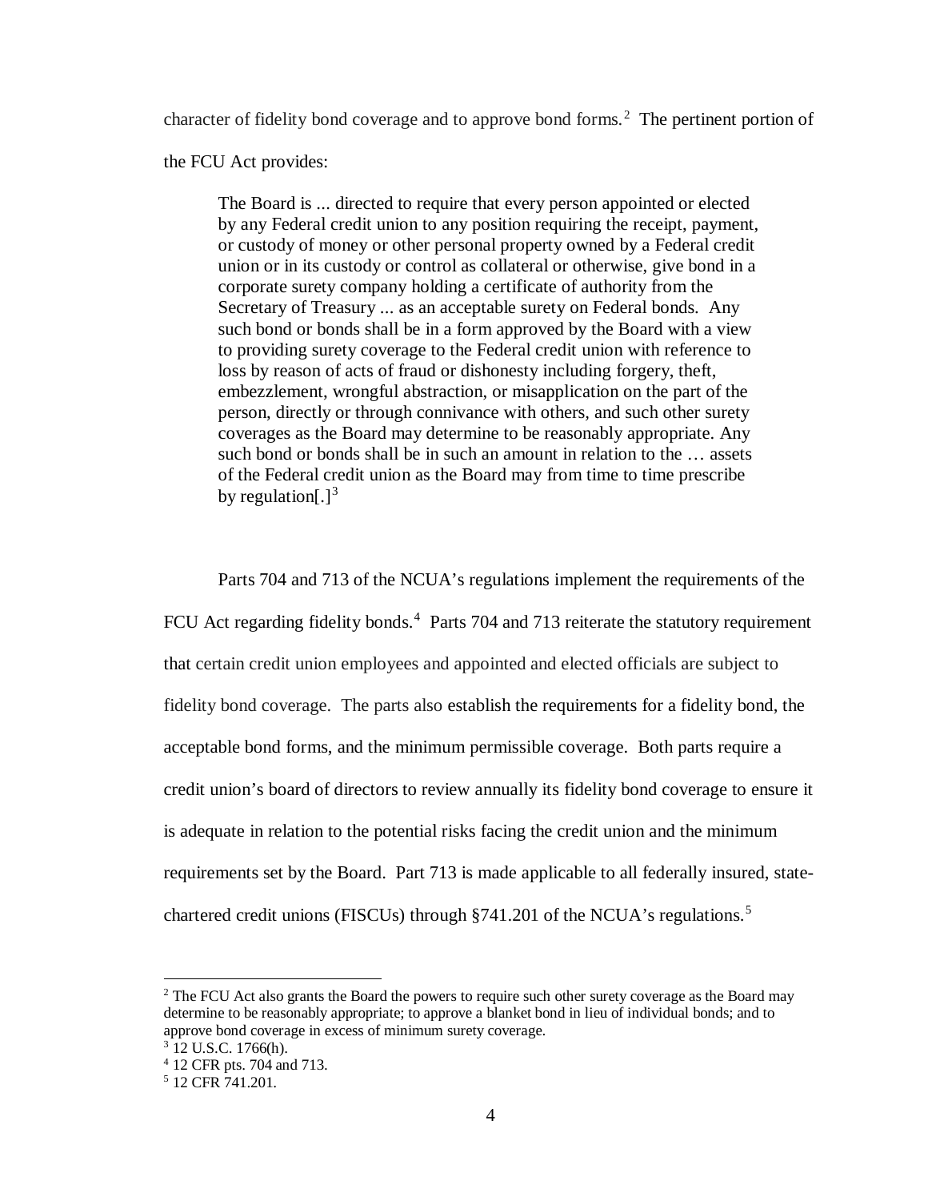character of fidelity bond coverage and to approve bond forms.[2] The pertinent portion of the FCU Act provides:

> The Board is ... directed to require that every person appointed or elected by any Federal credit union to any position requiring the receipt, payment, or custody of money or other personal property owned by a Federal credit union or in its custody or control as collateral or otherwise, give bond in a corporate surety company holding a certificate of authority from the Secretary of Treasury ... as an acceptable surety on Federal bonds. Any such bond or bonds shall be in a form approved by the Board with a view to providing surety coverage to the Federal credit union with reference to loss by reason of acts of fraud or dishonesty including forgery, theft, embezzlement, wrongful abstraction, or misapplication on the part of the person, directly or through connivance with others, and such other surety coverages as the Board may determine to be reasonably appropriate. Any such bond or bonds shall be in such an amount in relation to the … assets of the Federal credit union as the Board may from time to time prescribe by regulation[.][3]

Parts 704 and 713 of the NCUA's regulations implement the requirements of the FCU Act regarding fidelity bonds.[4] Parts 704 and 713 reiterate the statutory requirement that certain credit union employees and appointed and elected officials are subject to fidelity bond coverage. The parts also establish the requirements for a fidelity bond, the acceptable bond forms, and the minimum permissible coverage. Both parts require a credit union's board of directors to review annually its fidelity bond coverage to ensure it is adequate in relation to the potential risks facing the credit union and the minimum requirements set by the Board. Part 713 is made applicable to all federally insured, state-chartered credit unions (FISCUs) through §741.201 of the NCUA's regulations.[5]

---

[2] The FCU Act also grants the Board the powers to require such other surety coverage as the Board may determine to be reasonably appropriate; to approve a blanket bond in lieu of individual bonds; and to approve bond coverage in excess of minimum surety coverage.

[3] 12 U.S.C. 1766(h).

[4] 12 CFR pts. 704 and 713.

[5] 12 CFR 741.201.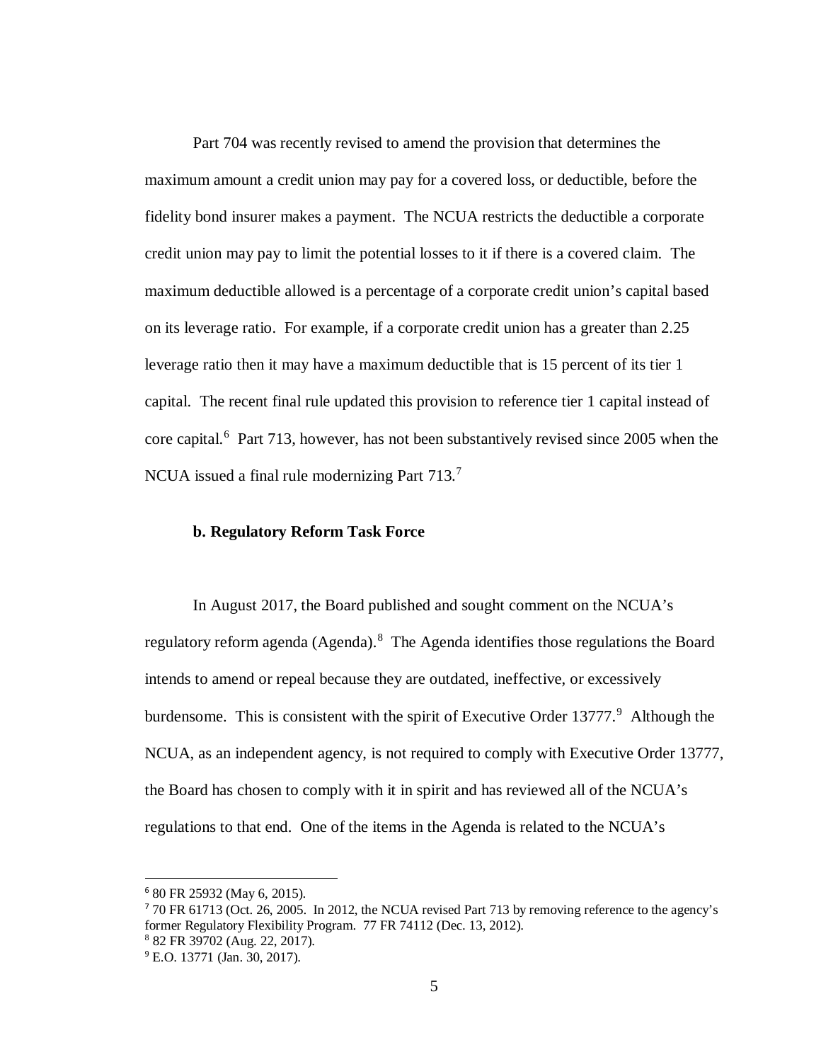Part 704 was recently revised to amend the provision that determines the maximum amount a credit union may pay for a covered loss, or deductible, before the fidelity bond insurer makes a payment. The NCUA restricts the deductible a corporate credit union may pay to limit the potential losses to it if there is a covered claim. The maximum deductible allowed is a percentage of a corporate credit union's capital based on its leverage ratio. For example, if a corporate credit union has a greater than 2.25 leverage ratio then it may have a maximum deductible that is 15 percent of its tier 1 capital. The recent final rule updated this provision to reference tier 1 capital instead of core capital.[6] Part 713, however, has not been substantively revised since 2005 when the NCUA issued a final rule modernizing Part 713.[7]

**b. Regulatory Reform Task Force**

In August 2017, the Board published and sought comment on the NCUA's regulatory reform agenda (Agenda).[8] The Agenda identifies those regulations the Board intends to amend or repeal because they are outdated, ineffective, or excessively burdensome. This is consistent with the spirit of Executive Order 13777.[9] Although the NCUA, as an independent agency, is not required to comply with Executive Order 13777, the Board has chosen to comply with it in spirit and has reviewed all of the NCUA's regulations to that end. One of the items in the Agenda is related to the NCUA's

---

[6] 80 FR 25932 (May 6, 2015).

[7] 70 FR 61713 (Oct. 26, 2005. In 2012, the NCUA revised Part 713 by removing reference to the agency's former Regulatory Flexibility Program. 77 FR 74112 (Dec. 13, 2012).

[8] 82 FR 39702 (Aug. 22, 2017).

[9] E.O. 13771 (Jan. 30, 2017).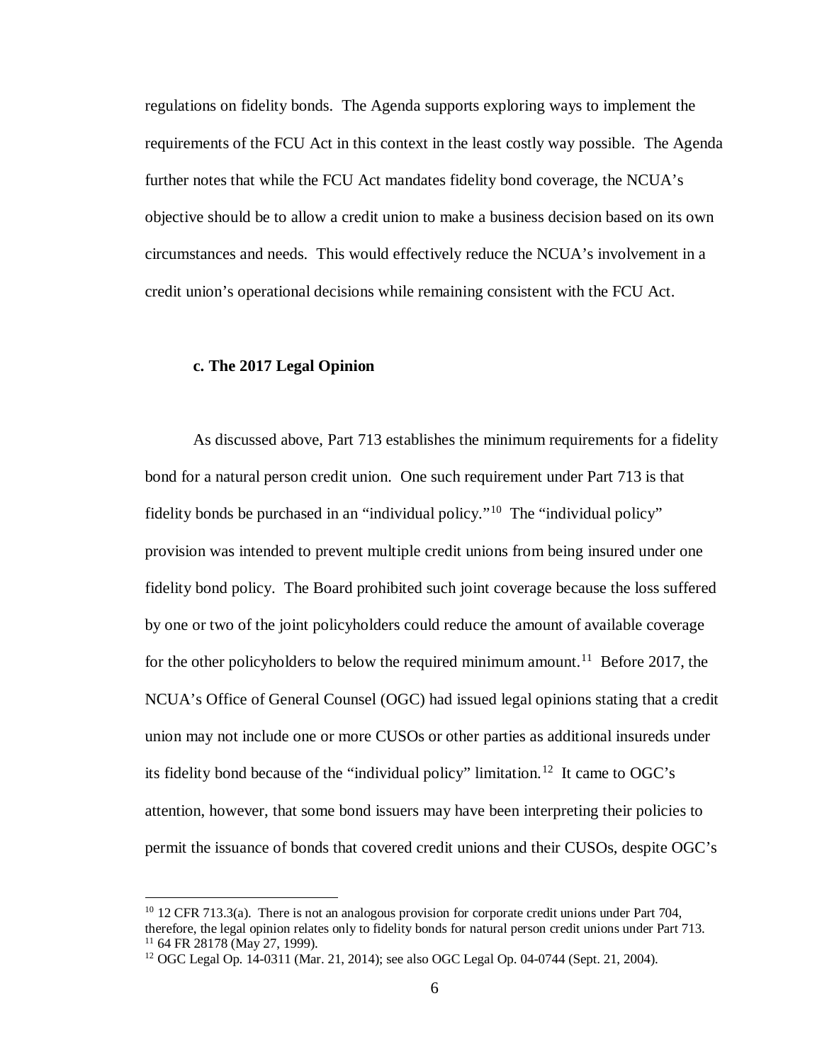regulations on fidelity bonds. The Agenda supports exploring ways to implement the requirements of the FCU Act in this context in the least costly way possible. The Agenda further notes that while the FCU Act mandates fidelity bond coverage, the NCUA's objective should be to allow a credit union to make a business decision based on its own circumstances and needs. This would effectively reduce the NCUA's involvement in a credit union's operational decisions while remaining consistent with the FCU Act.

### c. The 2017 Legal Opinion

As discussed above, Part 713 establishes the minimum requirements for a fidelity bond for a natural person credit union. One such requirement under Part 713 is that fidelity bonds be purchased in an "individual policy."[10] The "individual policy" provision was intended to prevent multiple credit unions from being insured under one fidelity bond policy. The Board prohibited such joint coverage because the loss suffered by one or two of the joint policyholders could reduce the amount of available coverage for the other policyholders to below the required minimum amount.[11] Before 2017, the NCUA's Office of General Counsel (OGC) had issued legal opinions stating that a credit union may not include one or more CUSOs or other parties as additional insureds under its fidelity bond because of the "individual policy" limitation.[12] It came to OGC's attention, however, that some bond issuers may have been interpreting their policies to permit the issuance of bonds that covered credit unions and their CUSOs, despite OGC's

---

[10] 12 CFR 713.3(a). There is not an analogous provision for corporate credit unions under Part 704, therefore, the legal opinion relates only to fidelity bonds for natural person credit unions under Part 713.

[11] 64 FR 28178 (May 27, 1999).

[12] OGC Legal Op. 14-0311 (Mar. 21, 2014); see also OGC Legal Op. 04-0744 (Sept. 21, 2004).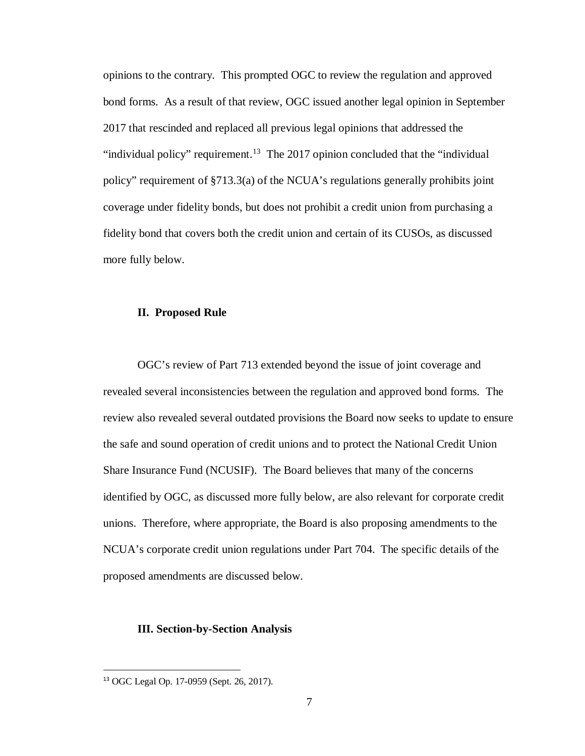opinions to the contrary. This prompted OGC to review the regulation and approved bond forms. As a result of that review, OGC issued another legal opinion in September 2017 that rescinded and replaced all previous legal opinions that addressed the "individual policy" requirement.[13] The 2017 opinion concluded that the "individual policy" requirement of §713.3(a) of the NCUA's regulations generally prohibits joint coverage under fidelity bonds, but does not prohibit a credit union from purchasing a fidelity bond that covers both the credit union and certain of its CUSOs, as discussed more fully below.

## II. Proposed Rule

OGC's review of Part 713 extended beyond the issue of joint coverage and revealed several inconsistencies between the regulation and approved bond forms. The review also revealed several outdated provisions the Board now seeks to update to ensure the safe and sound operation of credit unions and to protect the National Credit Union Share Insurance Fund (NCUSIF). The Board believes that many of the concerns identified by OGC, as discussed more fully below, are also relevant for corporate credit unions. Therefore, where appropriate, the Board is also proposing amendments to the NCUA's corporate credit union regulations under Part 704. The specific details of the proposed amendments are discussed below.

## III. Section-by-Section Analysis

---

[13] OGC Legal Op. 17-0959 (Sept. 26, 2017).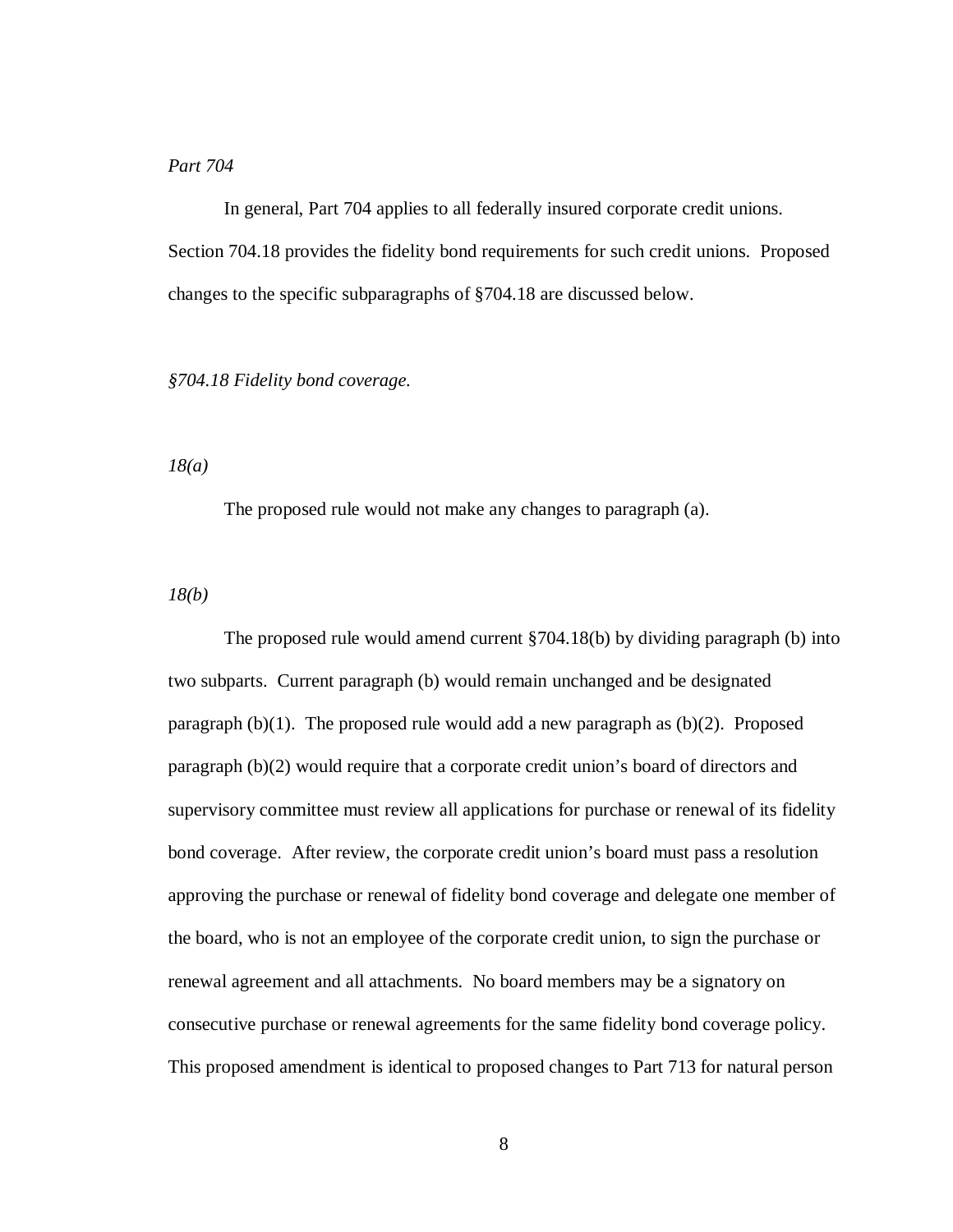*Part 704*

In general, Part 704 applies to all federally insured corporate credit unions. Section 704.18 provides the fidelity bond requirements for such credit unions. Proposed changes to the specific subparagraphs of §704.18 are discussed below.

*§704.18 Fidelity bond coverage.*

*18(a)*

The proposed rule would not make any changes to paragraph (a).

*18(b)*

The proposed rule would amend current §704.18(b) by dividing paragraph (b) into two subparts. Current paragraph (b) would remain unchanged and be designated paragraph (b)(1). The proposed rule would add a new paragraph as (b)(2). Proposed paragraph (b)(2) would require that a corporate credit union's board of directors and supervisory committee must review all applications for purchase or renewal of its fidelity bond coverage. After review, the corporate credit union's board must pass a resolution approving the purchase or renewal of fidelity bond coverage and delegate one member of the board, who is not an employee of the corporate credit union, to sign the purchase or renewal agreement and all attachments. No board members may be a signatory on consecutive purchase or renewal agreements for the same fidelity bond coverage policy. This proposed amendment is identical to proposed changes to Part 713 for natural person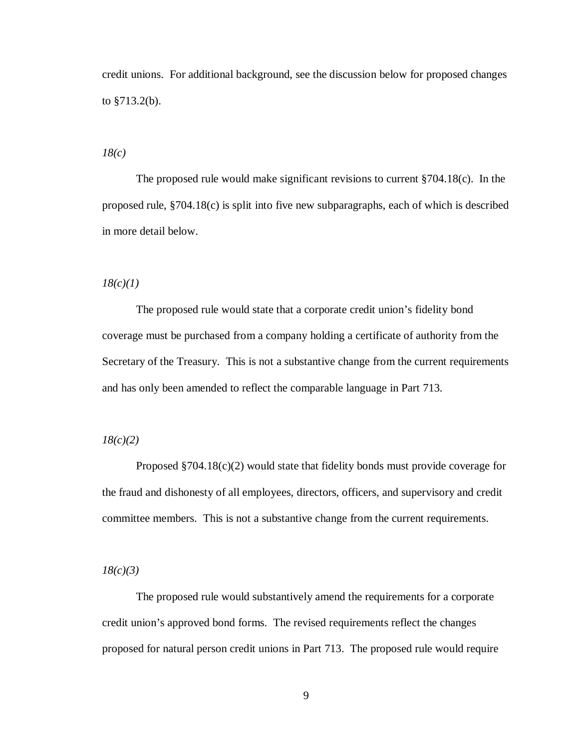credit unions. For additional background, see the discussion below for proposed changes to §713.2(b).

*18(c)*

The proposed rule would make significant revisions to current §704.18(c). In the proposed rule, §704.18(c) is split into five new subparagraphs, each of which is described in more detail below.

*18(c)(1)*

The proposed rule would state that a corporate credit union's fidelity bond coverage must be purchased from a company holding a certificate of authority from the Secretary of the Treasury. This is not a substantive change from the current requirements and has only been amended to reflect the comparable language in Part 713.

*18(c)(2)*

Proposed §704.18(c)(2) would state that fidelity bonds must provide coverage for the fraud and dishonesty of all employees, directors, officers, and supervisory and credit committee members. This is not a substantive change from the current requirements.

*18(c)(3)*

The proposed rule would substantively amend the requirements for a corporate credit union's approved bond forms. The revised requirements reflect the changes proposed for natural person credit unions in Part 713. The proposed rule would require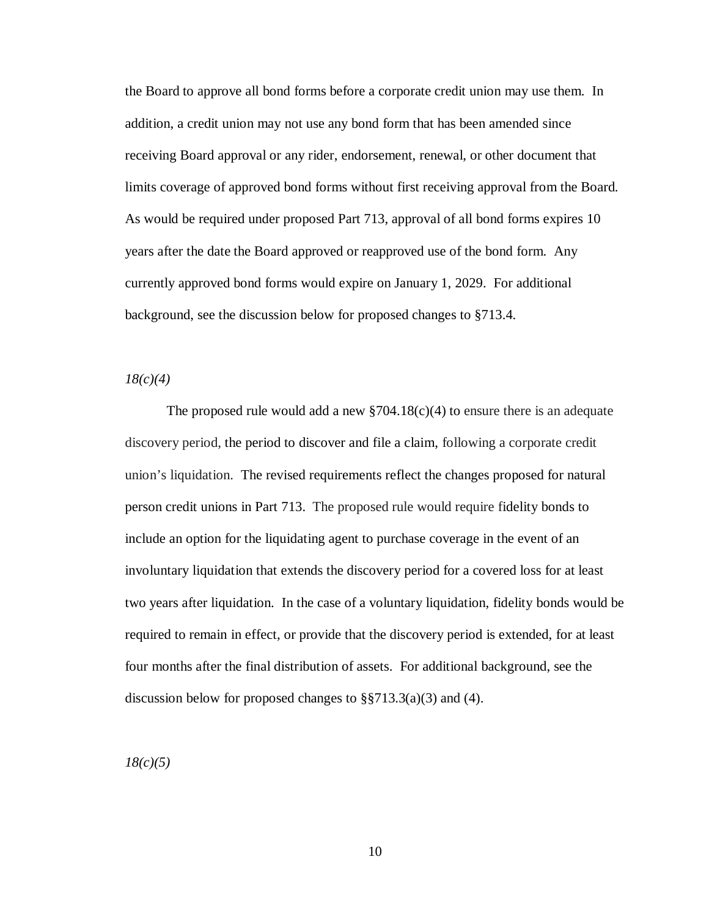the Board to approve all bond forms before a corporate credit union may use them. In addition, a credit union may not use any bond form that has been amended since receiving Board approval or any rider, endorsement, renewal, or other document that limits coverage of approved bond forms without first receiving approval from the Board. As would be required under proposed Part 713, approval of all bond forms expires 10 years after the date the Board approved or reapproved use of the bond form. Any currently approved bond forms would expire on January 1, 2029. For additional background, see the discussion below for proposed changes to §713.4.

*18(c)(4)*

The proposed rule would add a new §704.18(c)(4) to ensure there is an adequate discovery period, the period to discover and file a claim, following a corporate credit union's liquidation. The revised requirements reflect the changes proposed for natural person credit unions in Part 713. The proposed rule would require fidelity bonds to include an option for the liquidating agent to purchase coverage in the event of an involuntary liquidation that extends the discovery period for a covered loss for at least two years after liquidation. In the case of a voluntary liquidation, fidelity bonds would be required to remain in effect, or provide that the discovery period is extended, for at least four months after the final distribution of assets. For additional background, see the discussion below for proposed changes to §§713.3(a)(3) and (4).

*18(c)(5)*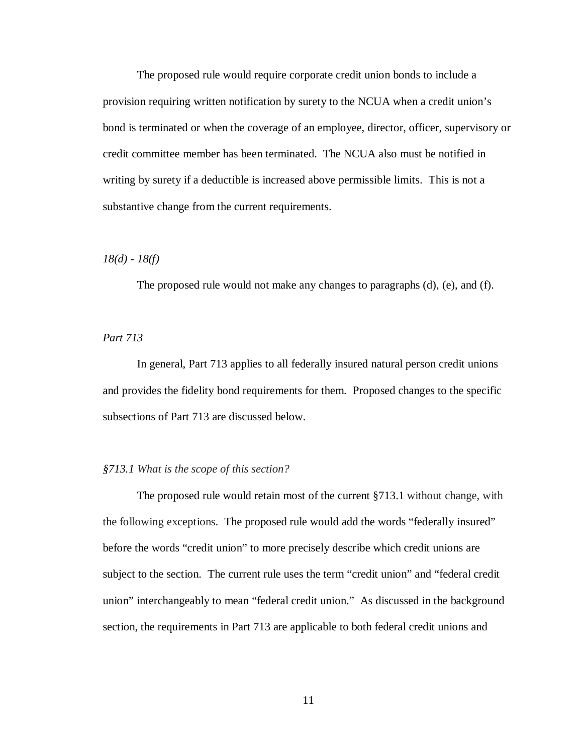The proposed rule would require corporate credit union bonds to include a provision requiring written notification by surety to the NCUA when a credit union's bond is terminated or when the coverage of an employee, director, officer, supervisory or credit committee member has been terminated. The NCUA also must be notified in writing by surety if a deductible is increased above permissible limits. This is not a substantive change from the current requirements.

*18(d) - 18(f)*

The proposed rule would not make any changes to paragraphs (d), (e), and (f).

*Part 713*

In general, Part 713 applies to all federally insured natural person credit unions and provides the fidelity bond requirements for them. Proposed changes to the specific subsections of Part 713 are discussed below.

*§713.1 What is the scope of this section?*

The proposed rule would retain most of the current §713.1 without change, with the following exceptions. The proposed rule would add the words "federally insured" before the words "credit union" to more precisely describe which credit unions are subject to the section. The current rule uses the term "credit union" and "federal credit union" interchangeably to mean "federal credit union." As discussed in the background section, the requirements in Part 713 are applicable to both federal credit unions and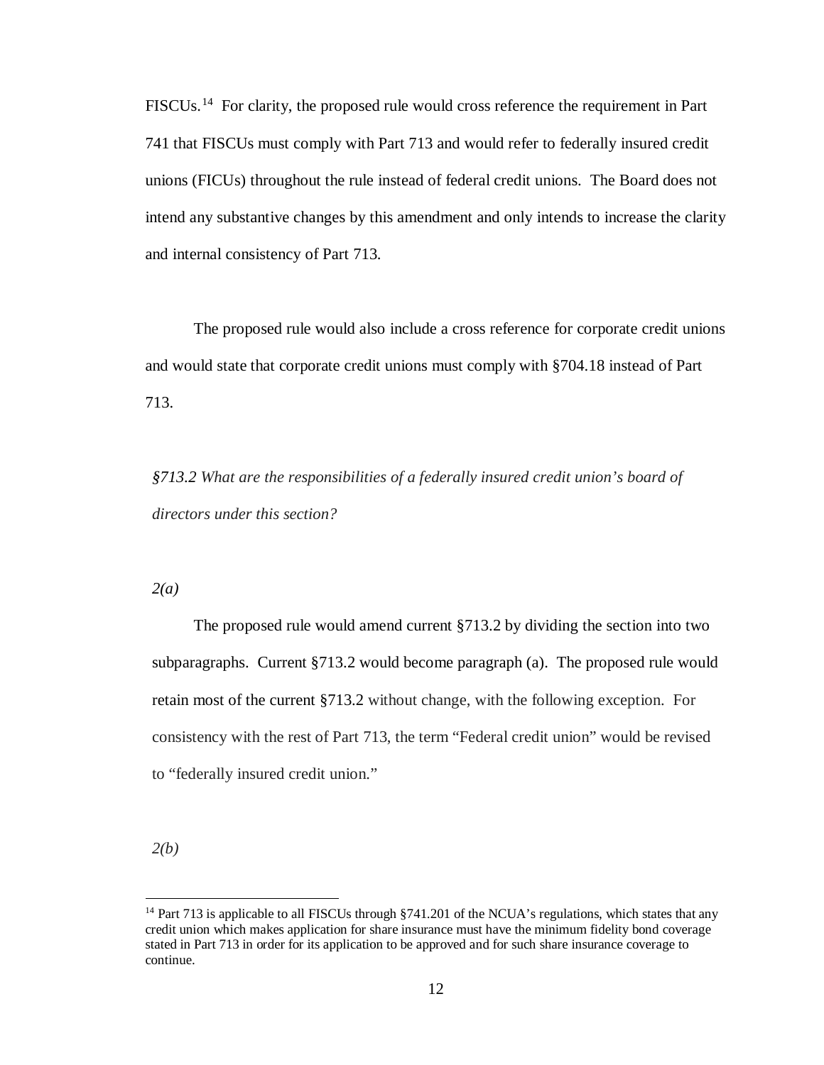FISCUs.[14] For clarity, the proposed rule would cross reference the requirement in Part 741 that FISCUs must comply with Part 713 and would refer to federally insured credit unions (FICUs) throughout the rule instead of federal credit unions. The Board does not intend any substantive changes by this amendment and only intends to increase the clarity and internal consistency of Part 713.

The proposed rule would also include a cross reference for corporate credit unions and would state that corporate credit unions must comply with §704.18 instead of Part 713.

*§713.2 What are the responsibilities of a federally insured credit union's board of directors under this section?*

*2(a)*

The proposed rule would amend current §713.2 by dividing the section into two subparagraphs. Current §713.2 would become paragraph (a). The proposed rule would retain most of the current §713.2 without change, with the following exception. For consistency with the rest of Part 713, the term "Federal credit union" would be revised to "federally insured credit union."

*2(b)*

[14] Part 713 is applicable to all FISCUs through §741.201 of the NCUA's regulations, which states that any credit union which makes application for share insurance must have the minimum fidelity bond coverage stated in Part 713 in order for its application to be approved and for such share insurance coverage to continue.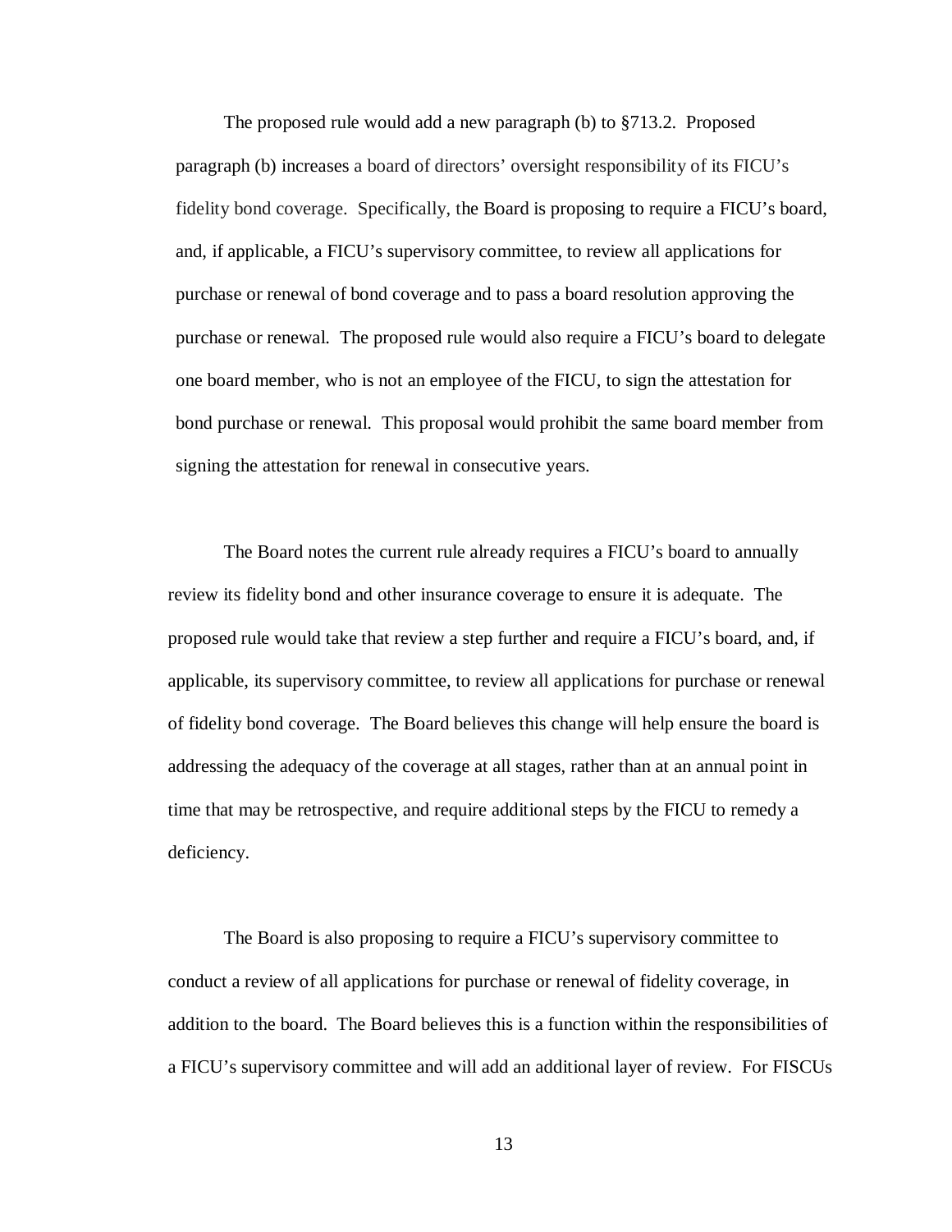The proposed rule would add a new paragraph (b) to §713.2. Proposed paragraph (b) increases a board of directors' oversight responsibility of its FICU's fidelity bond coverage. Specifically, the Board is proposing to require a FICU's board, and, if applicable, a FICU's supervisory committee, to review all applications for purchase or renewal of bond coverage and to pass a board resolution approving the purchase or renewal. The proposed rule would also require a FICU's board to delegate one board member, who is not an employee of the FICU, to sign the attestation for bond purchase or renewal. This proposal would prohibit the same board member from signing the attestation for renewal in consecutive years.

The Board notes the current rule already requires a FICU's board to annually review its fidelity bond and other insurance coverage to ensure it is adequate. The proposed rule would take that review a step further and require a FICU's board, and, if applicable, its supervisory committee, to review all applications for purchase or renewal of fidelity bond coverage. The Board believes this change will help ensure the board is addressing the adequacy of the coverage at all stages, rather than at an annual point in time that may be retrospective, and require additional steps by the FICU to remedy a deficiency.

The Board is also proposing to require a FICU's supervisory committee to conduct a review of all applications for purchase or renewal of fidelity coverage, in addition to the board. The Board believes this is a function within the responsibilities of a FICU's supervisory committee and will add an additional layer of review. For FISCUs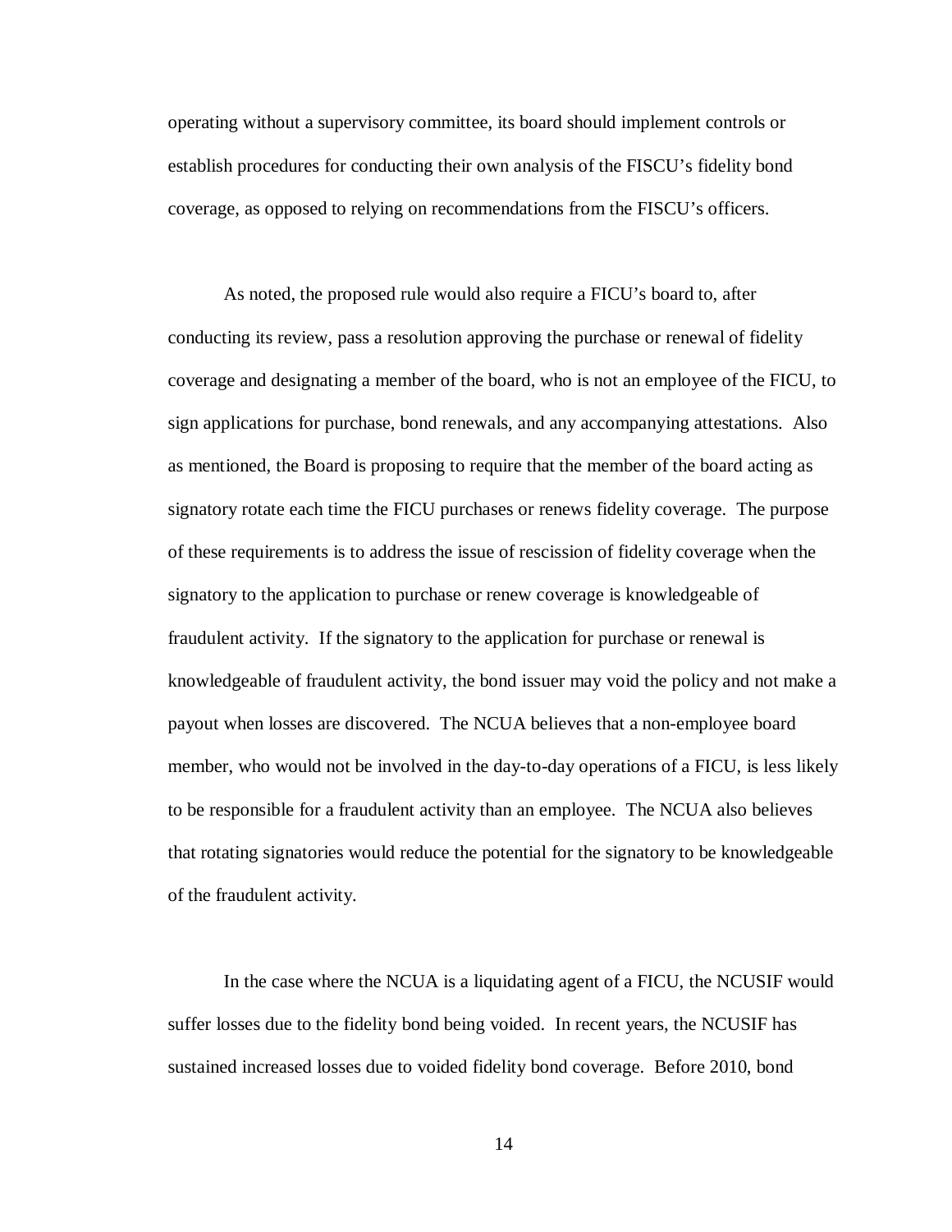operating without a supervisory committee, its board should implement controls or establish procedures for conducting their own analysis of the FISCU's fidelity bond coverage, as opposed to relying on recommendations from the FISCU's officers.

As noted, the proposed rule would also require a FICU's board to, after conducting its review, pass a resolution approving the purchase or renewal of fidelity coverage and designating a member of the board, who is not an employee of the FICU, to sign applications for purchase, bond renewals, and any accompanying attestations. Also as mentioned, the Board is proposing to require that the member of the board acting as signatory rotate each time the FICU purchases or renews fidelity coverage. The purpose of these requirements is to address the issue of rescission of fidelity coverage when the signatory to the application to purchase or renew coverage is knowledgeable of fraudulent activity. If the signatory to the application for purchase or renewal is knowledgeable of fraudulent activity, the bond issuer may void the policy and not make a payout when losses are discovered. The NCUA believes that a non-employee board member, who would not be involved in the day-to-day operations of a FICU, is less likely to be responsible for a fraudulent activity than an employee. The NCUA also believes that rotating signatories would reduce the potential for the signatory to be knowledgeable of the fraudulent activity.

In the case where the NCUA is a liquidating agent of a FICU, the NCUSIF would suffer losses due to the fidelity bond being voided. In recent years, the NCUSIF has sustained increased losses due to voided fidelity bond coverage. Before 2010, bond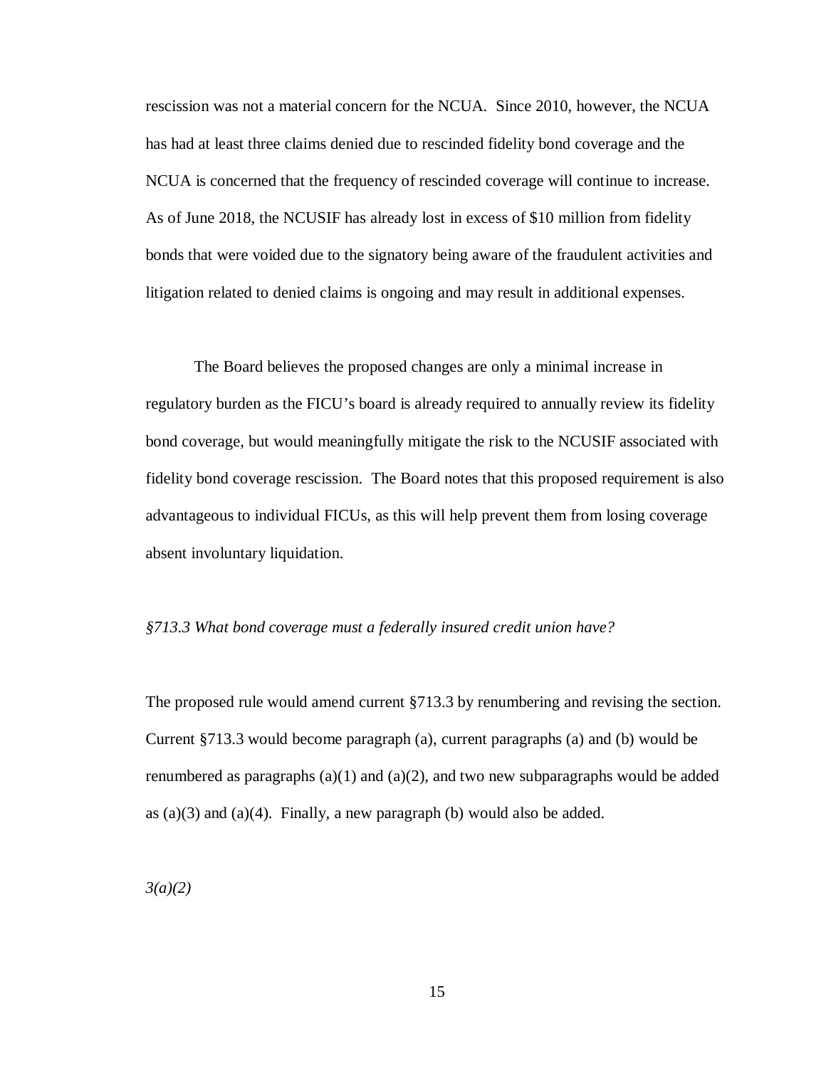rescission was not a material concern for the NCUA. Since 2010, however, the NCUA has had at least three claims denied due to rescinded fidelity bond coverage and the NCUA is concerned that the frequency of rescinded coverage will continue to increase. As of June 2018, the NCUSIF has already lost in excess of $10 million from fidelity bonds that were voided due to the signatory being aware of the fraudulent activities and litigation related to denied claims is ongoing and may result in additional expenses.

The Board believes the proposed changes are only a minimal increase in regulatory burden as the FICU's board is already required to annually review its fidelity bond coverage, but would meaningfully mitigate the risk to the NCUSIF associated with fidelity bond coverage rescission. The Board notes that this proposed requirement is also advantageous to individual FICUs, as this will help prevent them from losing coverage absent involuntary liquidation.

*§713.3 What bond coverage must a federally insured credit union have?*

The proposed rule would amend current §713.3 by renumbering and revising the section. Current §713.3 would become paragraph (a), current paragraphs (a) and (b) would be renumbered as paragraphs (a)(1) and (a)(2), and two new subparagraphs would be added as (a)(3) and (a)(4). Finally, a new paragraph (b) would also be added.

*3(a)(2)*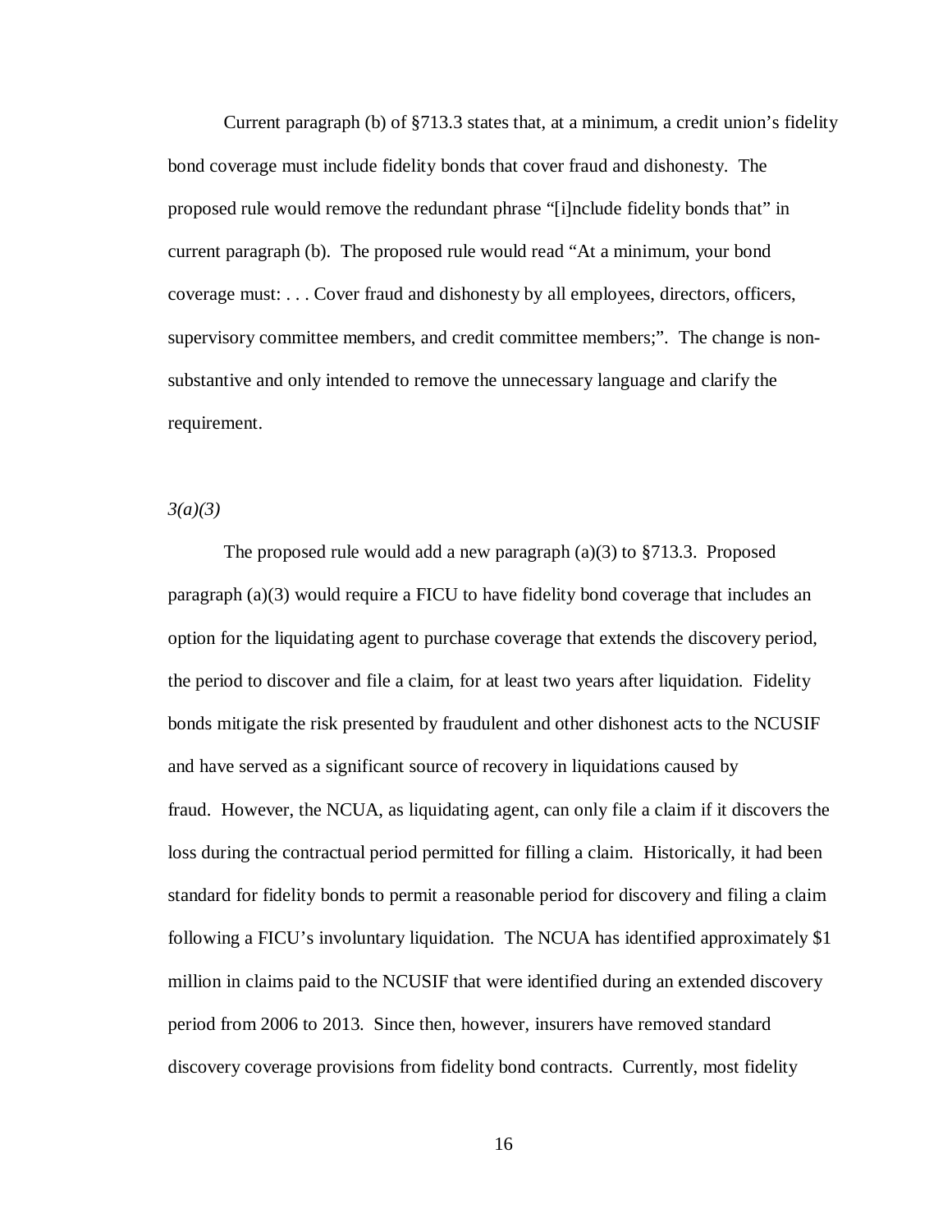Current paragraph (b) of §713.3 states that, at a minimum, a credit union's fidelity bond coverage must include fidelity bonds that cover fraud and dishonesty. The proposed rule would remove the redundant phrase "[i]nclude fidelity bonds that" in current paragraph (b). The proposed rule would read "At a minimum, your bond coverage must: . . . Cover fraud and dishonesty by all employees, directors, officers, supervisory committee members, and credit committee members;". The change is non-substantive and only intended to remove the unnecessary language and clarify the requirement.

*3(a)(3)*

The proposed rule would add a new paragraph (a)(3) to §713.3. Proposed paragraph (a)(3) would require a FICU to have fidelity bond coverage that includes an option for the liquidating agent to purchase coverage that extends the discovery period, the period to discover and file a claim, for at least two years after liquidation. Fidelity bonds mitigate the risk presented by fraudulent and other dishonest acts to the NCUSIF and have served as a significant source of recovery in liquidations caused by fraud. However, the NCUA, as liquidating agent, can only file a claim if it discovers the loss during the contractual period permitted for filling a claim. Historically, it had been standard for fidelity bonds to permit a reasonable period for discovery and filing a claim following a FICU's involuntary liquidation. The NCUA has identified approximately $1 million in claims paid to the NCUSIF that were identified during an extended discovery period from 2006 to 2013. Since then, however, insurers have removed standard discovery coverage provisions from fidelity bond contracts. Currently, most fidelity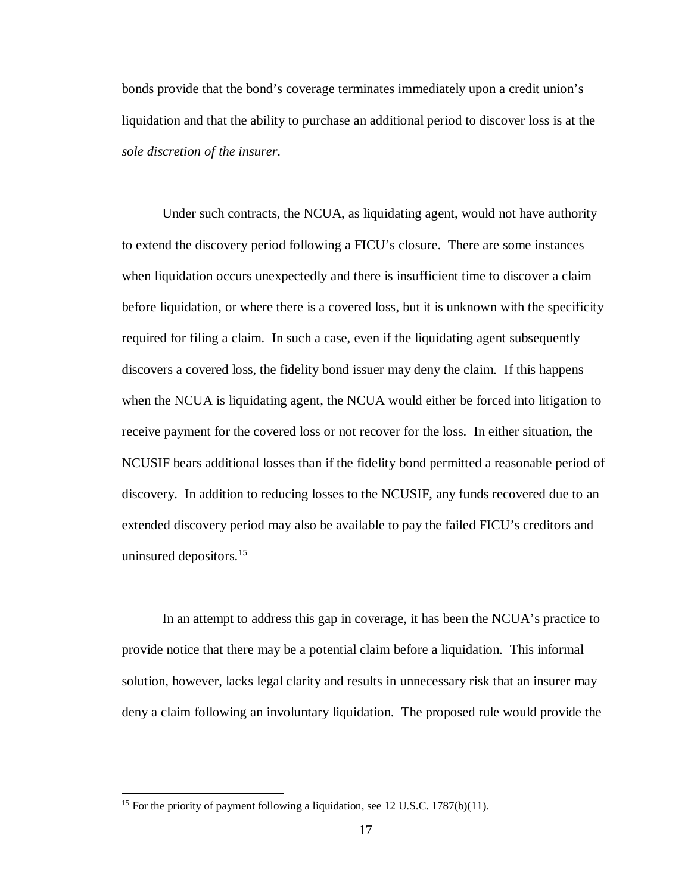bonds provide that the bond's coverage terminates immediately upon a credit union's liquidation and that the ability to purchase an additional period to discover loss is at the *sole discretion of the insurer*.

Under such contracts, the NCUA, as liquidating agent, would not have authority to extend the discovery period following a FICU's closure. There are some instances when liquidation occurs unexpectedly and there is insufficient time to discover a claim before liquidation, or where there is a covered loss, but it is unknown with the specificity required for filing a claim. In such a case, even if the liquidating agent subsequently discovers a covered loss, the fidelity bond issuer may deny the claim. If this happens when the NCUA is liquidating agent, the NCUA would either be forced into litigation to receive payment for the covered loss or not recover for the loss. In either situation, the NCUSIF bears additional losses than if the fidelity bond permitted a reasonable period of discovery. In addition to reducing losses to the NCUSIF, any funds recovered due to an extended discovery period may also be available to pay the failed FICU's creditors and uninsured depositors.[15]

In an attempt to address this gap in coverage, it has been the NCUA's practice to provide notice that there may be a potential claim before a liquidation. This informal solution, however, lacks legal clarity and results in unnecessary risk that an insurer may deny a claim following an involuntary liquidation. The proposed rule would provide the

[15] For the priority of payment following a liquidation, see 12 U.S.C. 1787(b)(11).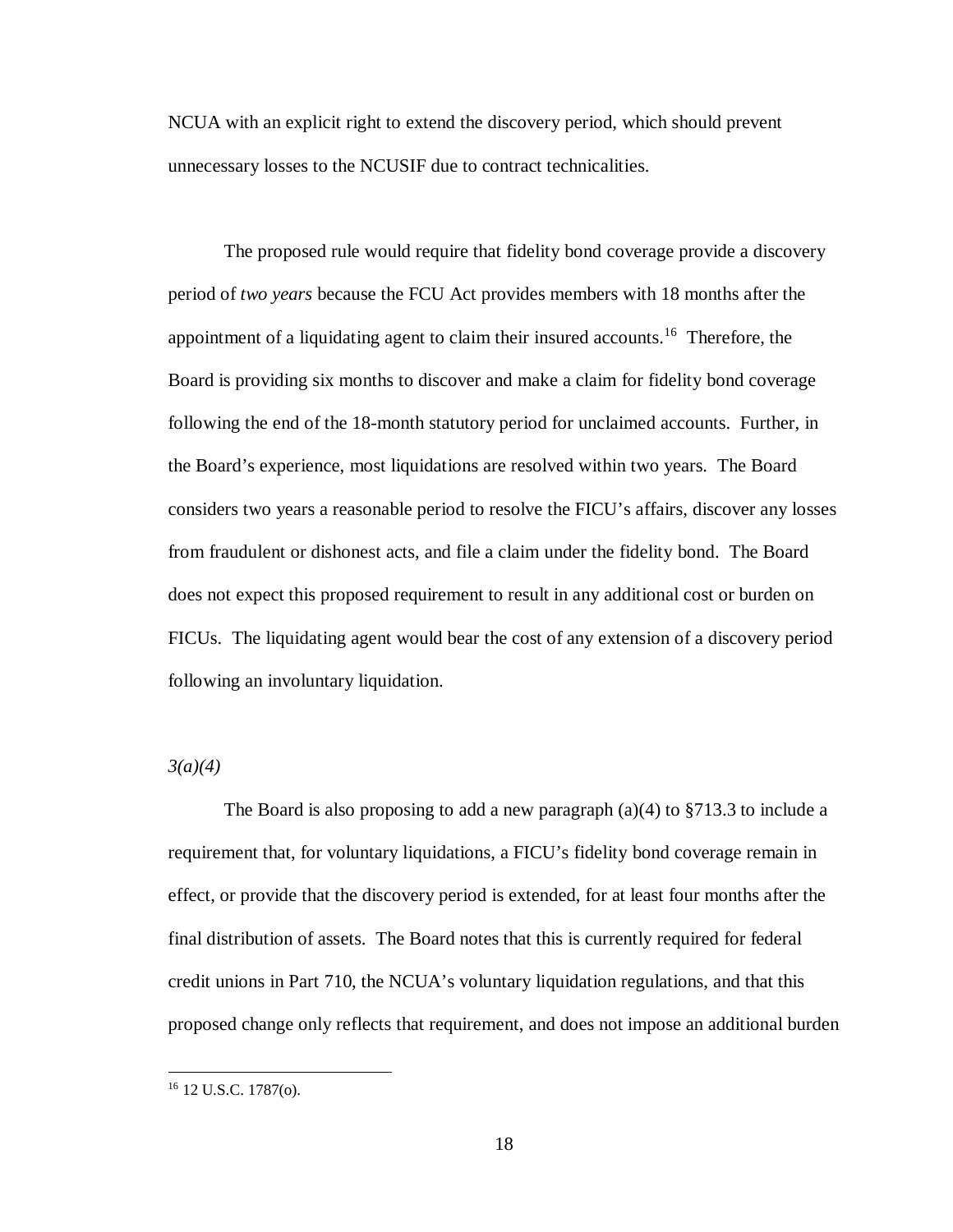NCUA with an explicit right to extend the discovery period, which should prevent unnecessary losses to the NCUSIF due to contract technicalities.

The proposed rule would require that fidelity bond coverage provide a discovery period of *two years* because the FCU Act provides members with 18 months after the appointment of a liquidating agent to claim their insured accounts.[16] Therefore, the Board is providing six months to discover and make a claim for fidelity bond coverage following the end of the 18-month statutory period for unclaimed accounts. Further, in the Board's experience, most liquidations are resolved within two years. The Board considers two years a reasonable period to resolve the FICU's affairs, discover any losses from fraudulent or dishonest acts, and file a claim under the fidelity bond. The Board does not expect this proposed requirement to result in any additional cost or burden on FICUs. The liquidating agent would bear the cost of any extension of a discovery period following an involuntary liquidation.

*3(a)(4)*

The Board is also proposing to add a new paragraph (a)(4) to §713.3 to include a requirement that, for voluntary liquidations, a FICU's fidelity bond coverage remain in effect, or provide that the discovery period is extended, for at least four months after the final distribution of assets. The Board notes that this is currently required for federal credit unions in Part 710, the NCUA's voluntary liquidation regulations, and that this proposed change only reflects that requirement, and does not impose an additional burden

[16] 12 U.S.C. 1787(o).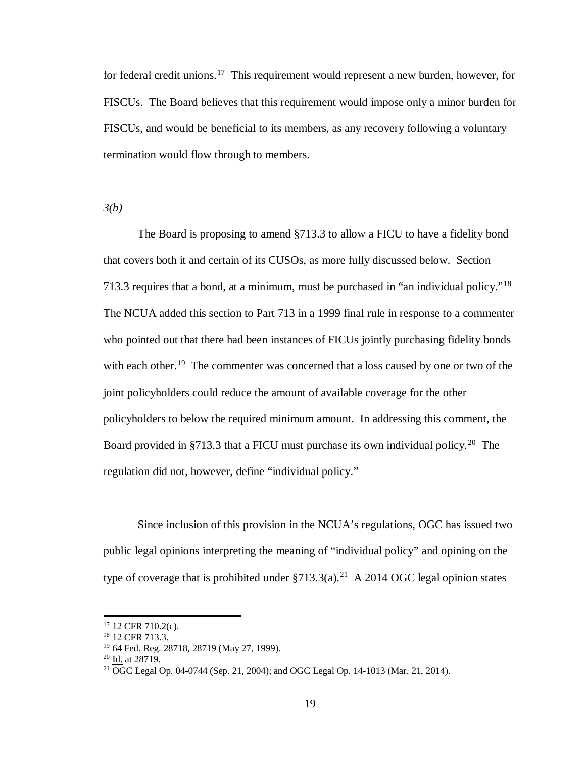for federal credit unions.[17] This requirement would represent a new burden, however, for FISCUs. The Board believes that this requirement would impose only a minor burden for FISCUs, and would be beneficial to its members, as any recovery following a voluntary termination would flow through to members.

*3(b)*

The Board is proposing to amend §713.3 to allow a FICU to have a fidelity bond that covers both it and certain of its CUSOs, as more fully discussed below. Section 713.3 requires that a bond, at a minimum, must be purchased in "an individual policy."[18] The NCUA added this section to Part 713 in a 1999 final rule in response to a commenter who pointed out that there had been instances of FICUs jointly purchasing fidelity bonds with each other.[19] The commenter was concerned that a loss caused by one or two of the joint policyholders could reduce the amount of available coverage for the other policyholders to below the required minimum amount. In addressing this comment, the Board provided in §713.3 that a FICU must purchase its own individual policy.[20] The regulation did not, however, define "individual policy."

Since inclusion of this provision in the NCUA's regulations, OGC has issued two public legal opinions interpreting the meaning of "individual policy" and opining on the type of coverage that is prohibited under §713.3(a).[21] A 2014 OGC legal opinion states

---

[17] 12 CFR 710.2(c).

[18] 12 CFR 713.3.

[19] 64 Fed. Reg. 28718, 28719 (May 27, 1999).

[20] Id. at 28719.

[21] OGC Legal Op. 04-0744 (Sep. 21, 2004); and OGC Legal Op. 14-1013 (Mar. 21, 2014).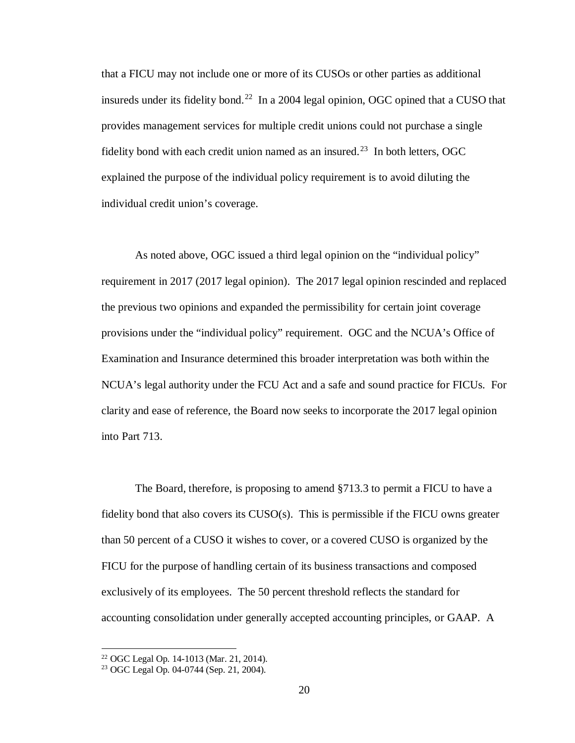that a FICU may not include one or more of its CUSOs or other parties as additional insureds under its fidelity bond.[22] In a 2004 legal opinion, OGC opined that a CUSO that provides management services for multiple credit unions could not purchase a single fidelity bond with each credit union named as an insured.[23] In both letters, OGC explained the purpose of the individual policy requirement is to avoid diluting the individual credit union's coverage.

As noted above, OGC issued a third legal opinion on the "individual policy" requirement in 2017 (2017 legal opinion). The 2017 legal opinion rescinded and replaced the previous two opinions and expanded the permissibility for certain joint coverage provisions under the "individual policy" requirement. OGC and the NCUA's Office of Examination and Insurance determined this broader interpretation was both within the NCUA's legal authority under the FCU Act and a safe and sound practice for FICUs. For clarity and ease of reference, the Board now seeks to incorporate the 2017 legal opinion into Part 713.

The Board, therefore, is proposing to amend §713.3 to permit a FICU to have a fidelity bond that also covers its CUSO(s). This is permissible if the FICU owns greater than 50 percent of a CUSO it wishes to cover, or a covered CUSO is organized by the FICU for the purpose of handling certain of its business transactions and composed exclusively of its employees. The 50 percent threshold reflects the standard for accounting consolidation under generally accepted accounting principles, or GAAP. A

[22] OGC Legal Op. 14-1013 (Mar. 21, 2014).

[23] OGC Legal Op. 04-0744 (Sep. 21, 2004).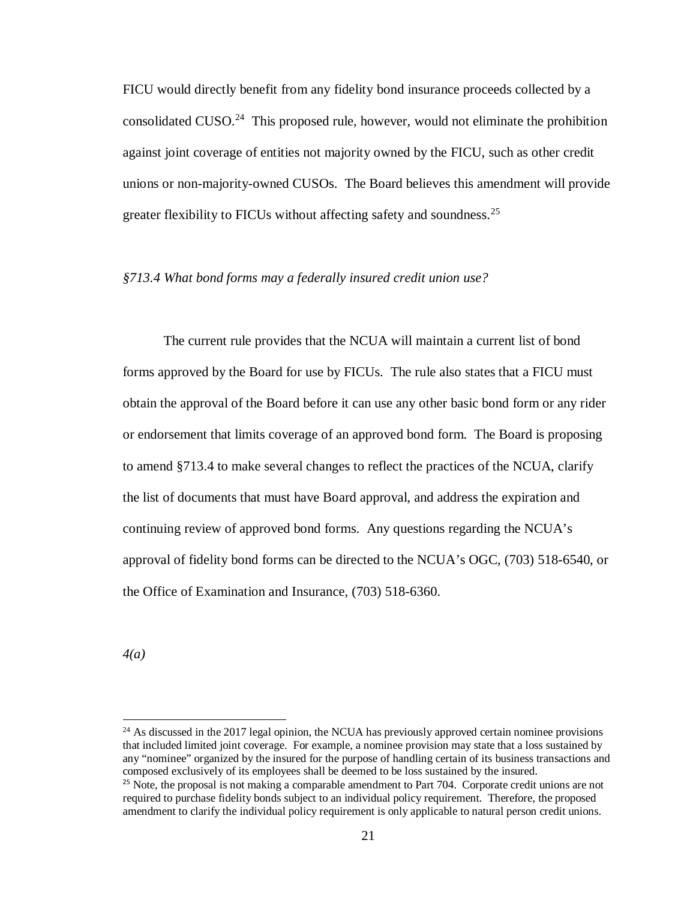FICU would directly benefit from any fidelity bond insurance proceeds collected by a consolidated CUSO.[24] This proposed rule, however, would not eliminate the prohibition against joint coverage of entities not majority owned by the FICU, such as other credit unions or non-majority-owned CUSOs. The Board believes this amendment will provide greater flexibility to FICUs without affecting safety and soundness.[25]

*§713.4 What bond forms may a federally insured credit union use?*

The current rule provides that the NCUA will maintain a current list of bond forms approved by the Board for use by FICUs. The rule also states that a FICU must obtain the approval of the Board before it can use any other basic bond form or any rider or endorsement that limits coverage of an approved bond form. The Board is proposing to amend §713.4 to make several changes to reflect the practices of the NCUA, clarify the list of documents that must have Board approval, and address the expiration and continuing review of approved bond forms. Any questions regarding the NCUA's approval of fidelity bond forms can be directed to the NCUA's OGC, (703) 518-6540, or the Office of Examination and Insurance, (703) 518-6360.

*4(a)*

---

[24] As discussed in the 2017 legal opinion, the NCUA has previously approved certain nominee provisions that included limited joint coverage. For example, a nominee provision may state that a loss sustained by any "nominee" organized by the insured for the purpose of handling certain of its business transactions and composed exclusively of its employees shall be deemed to be loss sustained by the insured.

[25] Note, the proposal is not making a comparable amendment to Part 704. Corporate credit unions are not required to purchase fidelity bonds subject to an individual policy requirement. Therefore, the proposed amendment to clarify the individual policy requirement is only applicable to natural person credit unions.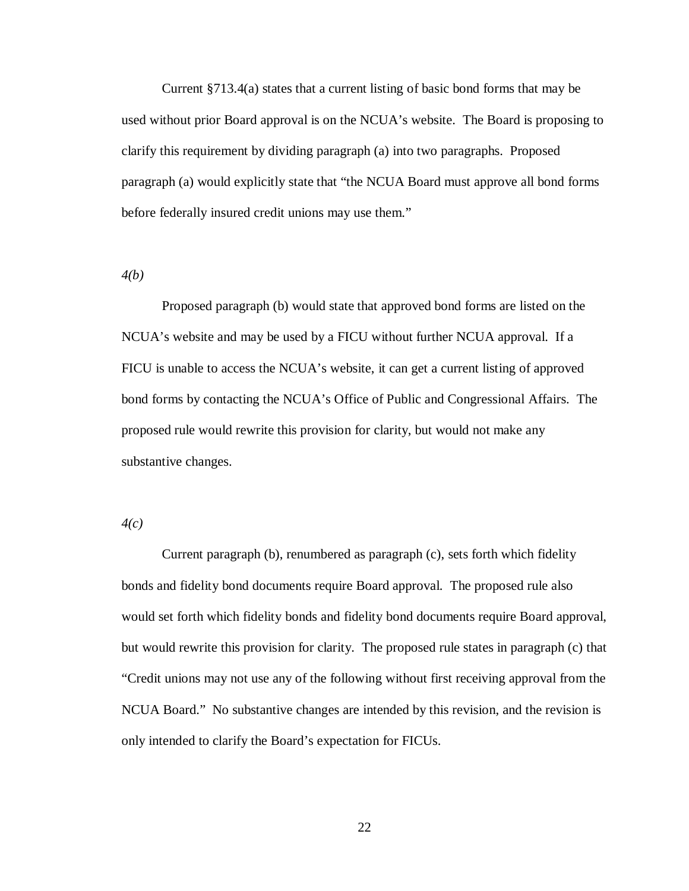Current §713.4(a) states that a current listing of basic bond forms that may be used without prior Board approval is on the NCUA's website. The Board is proposing to clarify this requirement by dividing paragraph (a) into two paragraphs. Proposed paragraph (a) would explicitly state that "the NCUA Board must approve all bond forms before federally insured credit unions may use them."

*4(b)*

Proposed paragraph (b) would state that approved bond forms are listed on the NCUA's website and may be used by a FICU without further NCUA approval. If a FICU is unable to access the NCUA's website, it can get a current listing of approved bond forms by contacting the NCUA's Office of Public and Congressional Affairs. The proposed rule would rewrite this provision for clarity, but would not make any substantive changes.

*4(c)*

Current paragraph (b), renumbered as paragraph (c), sets forth which fidelity bonds and fidelity bond documents require Board approval. The proposed rule also would set forth which fidelity bonds and fidelity bond documents require Board approval, but would rewrite this provision for clarity. The proposed rule states in paragraph (c) that "Credit unions may not use any of the following without first receiving approval from the NCUA Board." No substantive changes are intended by this revision, and the revision is only intended to clarify the Board's expectation for FICUs.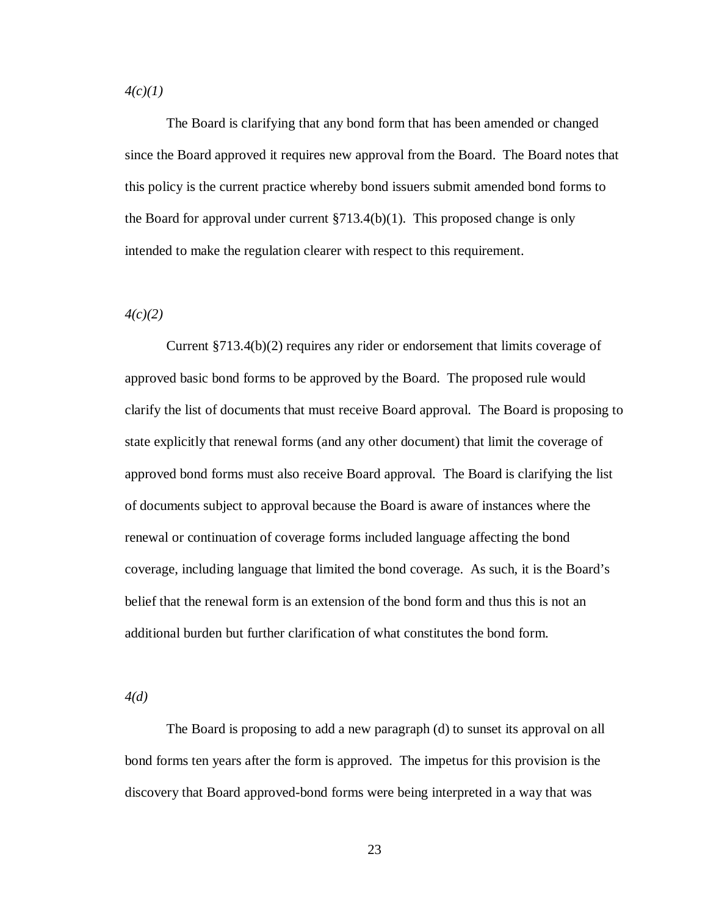*4(c)(1)*

The Board is clarifying that any bond form that has been amended or changed since the Board approved it requires new approval from the Board. The Board notes that this policy is the current practice whereby bond issuers submit amended bond forms to the Board for approval under current §713.4(b)(1). This proposed change is only intended to make the regulation clearer with respect to this requirement.

*4(c)(2)*

Current §713.4(b)(2) requires any rider or endorsement that limits coverage of approved basic bond forms to be approved by the Board. The proposed rule would clarify the list of documents that must receive Board approval. The Board is proposing to state explicitly that renewal forms (and any other document) that limit the coverage of approved bond forms must also receive Board approval. The Board is clarifying the list of documents subject to approval because the Board is aware of instances where the renewal or continuation of coverage forms included language affecting the bond coverage, including language that limited the bond coverage. As such, it is the Board's belief that the renewal form is an extension of the bond form and thus this is not an additional burden but further clarification of what constitutes the bond form.

*4(d)*

The Board is proposing to add a new paragraph (d) to sunset its approval on all bond forms ten years after the form is approved. The impetus for this provision is the discovery that Board approved-bond forms were being interpreted in a way that was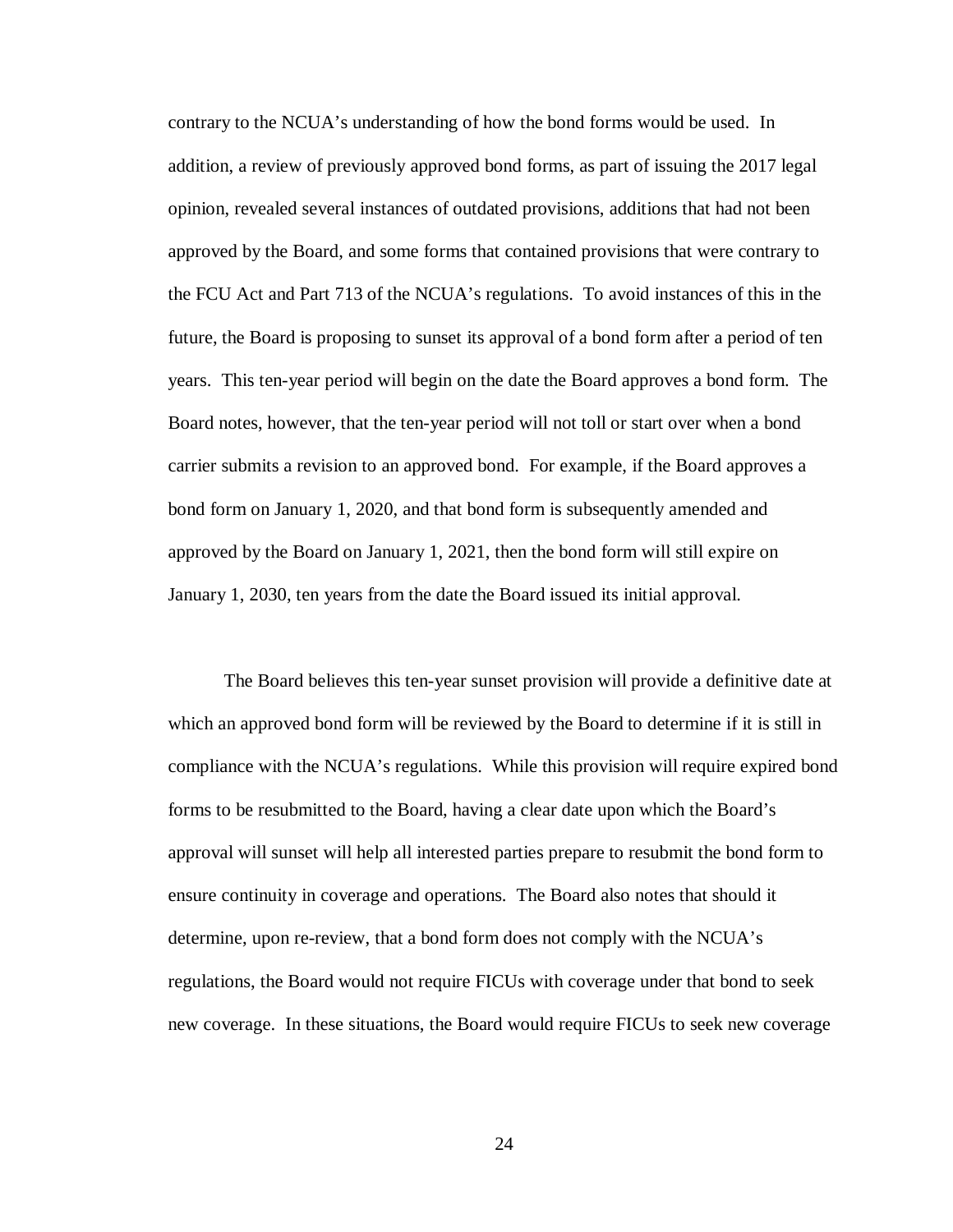contrary to the NCUA's understanding of how the bond forms would be used. In addition, a review of previously approved bond forms, as part of issuing the 2017 legal opinion, revealed several instances of outdated provisions, additions that had not been approved by the Board, and some forms that contained provisions that were contrary to the FCU Act and Part 713 of the NCUA's regulations. To avoid instances of this in the future, the Board is proposing to sunset its approval of a bond form after a period of ten years. This ten-year period will begin on the date the Board approves a bond form. The Board notes, however, that the ten-year period will not toll or start over when a bond carrier submits a revision to an approved bond. For example, if the Board approves a bond form on January 1, 2020, and that bond form is subsequently amended and approved by the Board on January 1, 2021, then the bond form will still expire on January 1, 2030, ten years from the date the Board issued its initial approval.

The Board believes this ten-year sunset provision will provide a definitive date at which an approved bond form will be reviewed by the Board to determine if it is still in compliance with the NCUA's regulations. While this provision will require expired bond forms to be resubmitted to the Board, having a clear date upon which the Board's approval will sunset will help all interested parties prepare to resubmit the bond form to ensure continuity in coverage and operations. The Board also notes that should it determine, upon re-review, that a bond form does not comply with the NCUA's regulations, the Board would not require FICUs with coverage under that bond to seek new coverage. In these situations, the Board would require FICUs to seek new coverage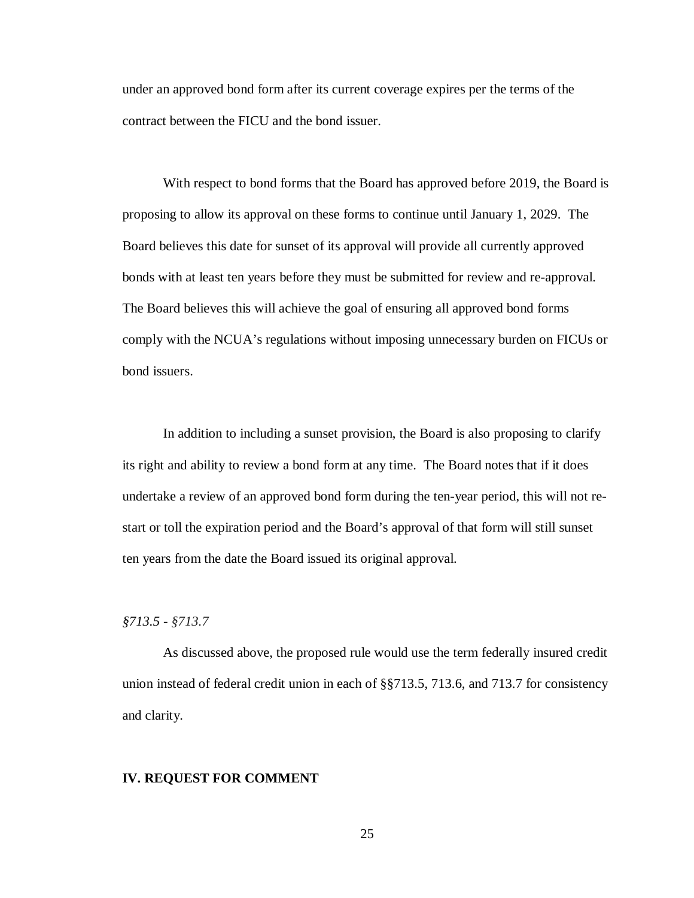under an approved bond form after its current coverage expires per the terms of the contract between the FICU and the bond issuer.

With respect to bond forms that the Board has approved before 2019, the Board is proposing to allow its approval on these forms to continue until January 1, 2029. The Board believes this date for sunset of its approval will provide all currently approved bonds with at least ten years before they must be submitted for review and re-approval. The Board believes this will achieve the goal of ensuring all approved bond forms comply with the NCUA's regulations without imposing unnecessary burden on FICUs or bond issuers.

In addition to including a sunset provision, the Board is also proposing to clarify its right and ability to review a bond form at any time. The Board notes that if it does undertake a review of an approved bond form during the ten-year period, this will not re-start or toll the expiration period and the Board's approval of that form will still sunset ten years from the date the Board issued its original approval.

*§713.5 - §713.7*

As discussed above, the proposed rule would use the term federally insured credit union instead of federal credit union in each of §§713.5, 713.6, and 713.7 for consistency and clarity.

## IV. REQUEST FOR COMMENT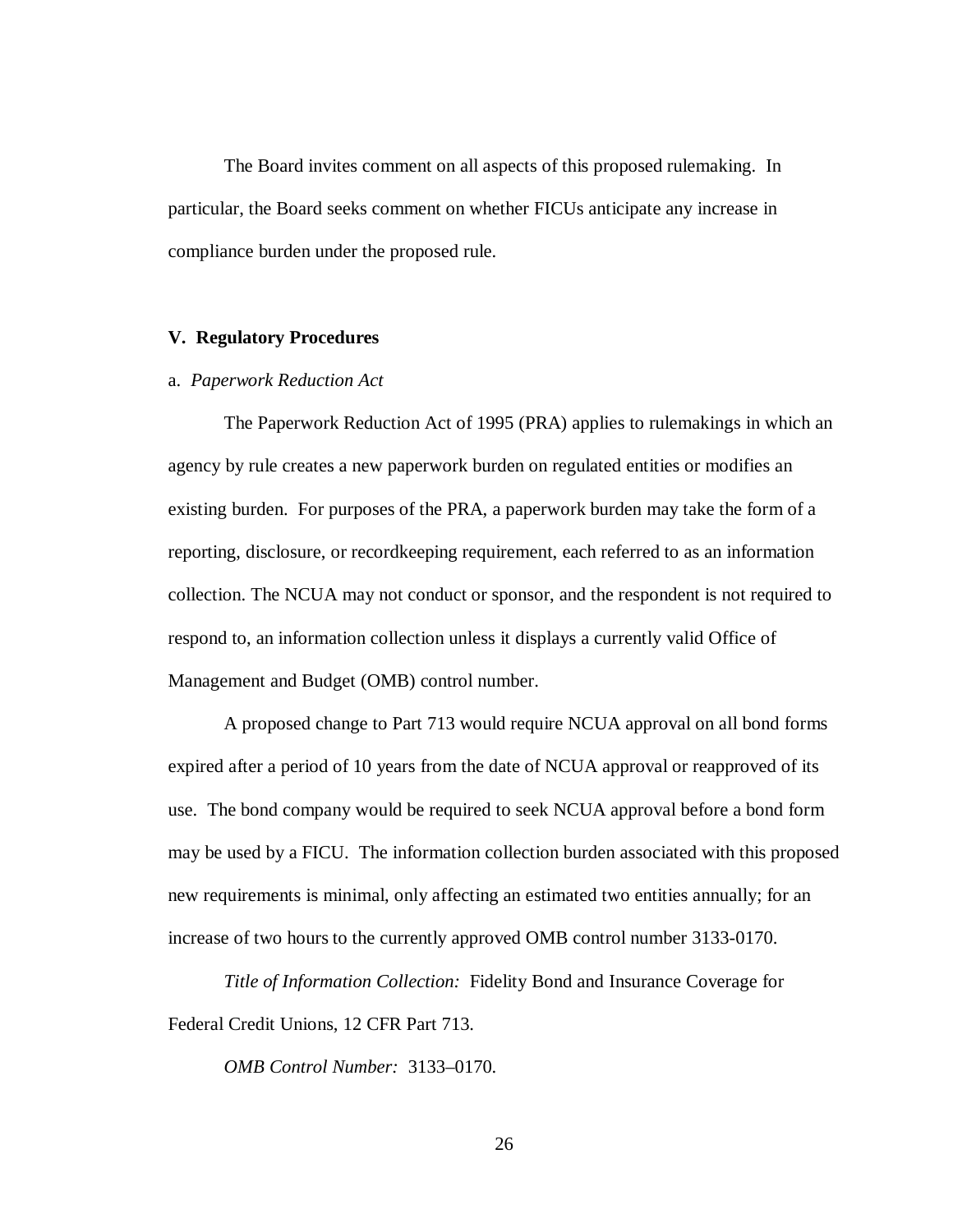The Board invites comment on all aspects of this proposed rulemaking. In particular, the Board seeks comment on whether FICUs anticipate any increase in compliance burden under the proposed rule.

## V. Regulatory Procedures

a. *Paperwork Reduction Act*

The Paperwork Reduction Act of 1995 (PRA) applies to rulemakings in which an agency by rule creates a new paperwork burden on regulated entities or modifies an existing burden. For purposes of the PRA, a paperwork burden may take the form of a reporting, disclosure, or recordkeeping requirement, each referred to as an information collection. The NCUA may not conduct or sponsor, and the respondent is not required to respond to, an information collection unless it displays a currently valid Office of Management and Budget (OMB) control number.

A proposed change to Part 713 would require NCUA approval on all bond forms expired after a period of 10 years from the date of NCUA approval or reapproved of its use. The bond company would be required to seek NCUA approval before a bond form may be used by a FICU. The information collection burden associated with this proposed new requirements is minimal, only affecting an estimated two entities annually; for an increase of two hours to the currently approved OMB control number 3133-0170.

*Title of Information Collection:* Fidelity Bond and Insurance Coverage for Federal Credit Unions, 12 CFR Part 713.

*OMB Control Number:* 3133–0170.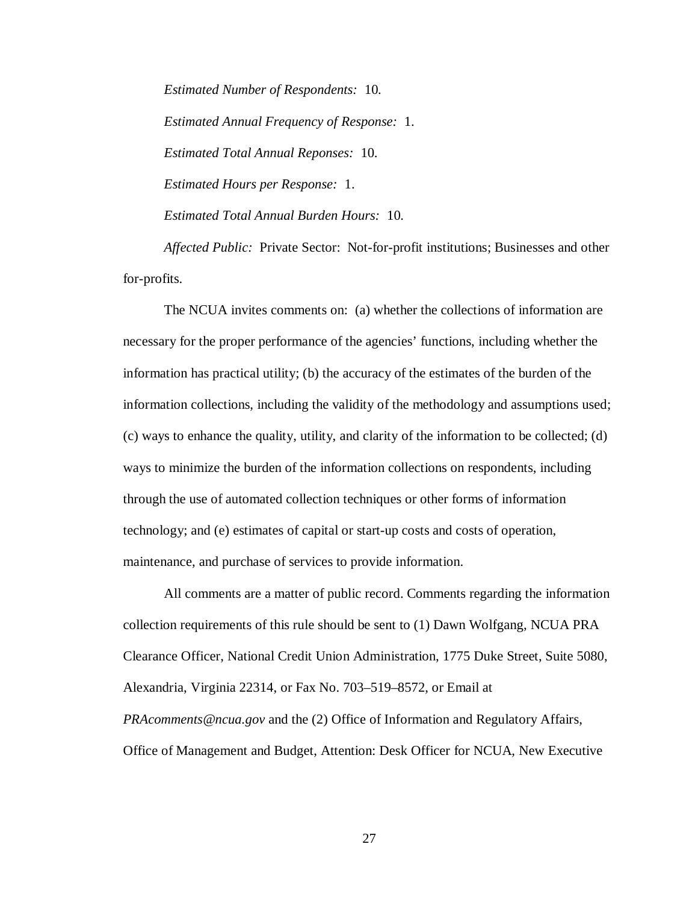*Estimated Number of Respondents:* 10.

*Estimated Annual Frequency of Response:* 1.

*Estimated Total Annual Reponses:* 10.

*Estimated Hours per Response:* 1.

*Estimated Total Annual Burden Hours:* 10.

*Affected Public:* Private Sector: Not-for-profit institutions; Businesses and other for-profits.

The NCUA invites comments on: (a) whether the collections of information are necessary for the proper performance of the agencies' functions, including whether the information has practical utility; (b) the accuracy of the estimates of the burden of the information collections, including the validity of the methodology and assumptions used; (c) ways to enhance the quality, utility, and clarity of the information to be collected; (d) ways to minimize the burden of the information collections on respondents, including through the use of automated collection techniques or other forms of information technology; and (e) estimates of capital or start-up costs and costs of operation, maintenance, and purchase of services to provide information.

All comments are a matter of public record. Comments regarding the information collection requirements of this rule should be sent to (1) Dawn Wolfgang, NCUA PRA Clearance Officer, National Credit Union Administration, 1775 Duke Street, Suite 5080, Alexandria, Virginia 22314, or Fax No. 703–519–8572, or Email at *PRAcomments@ncua.gov* and the (2) Office of Information and Regulatory Affairs, Office of Management and Budget, Attention: Desk Officer for NCUA, New Executive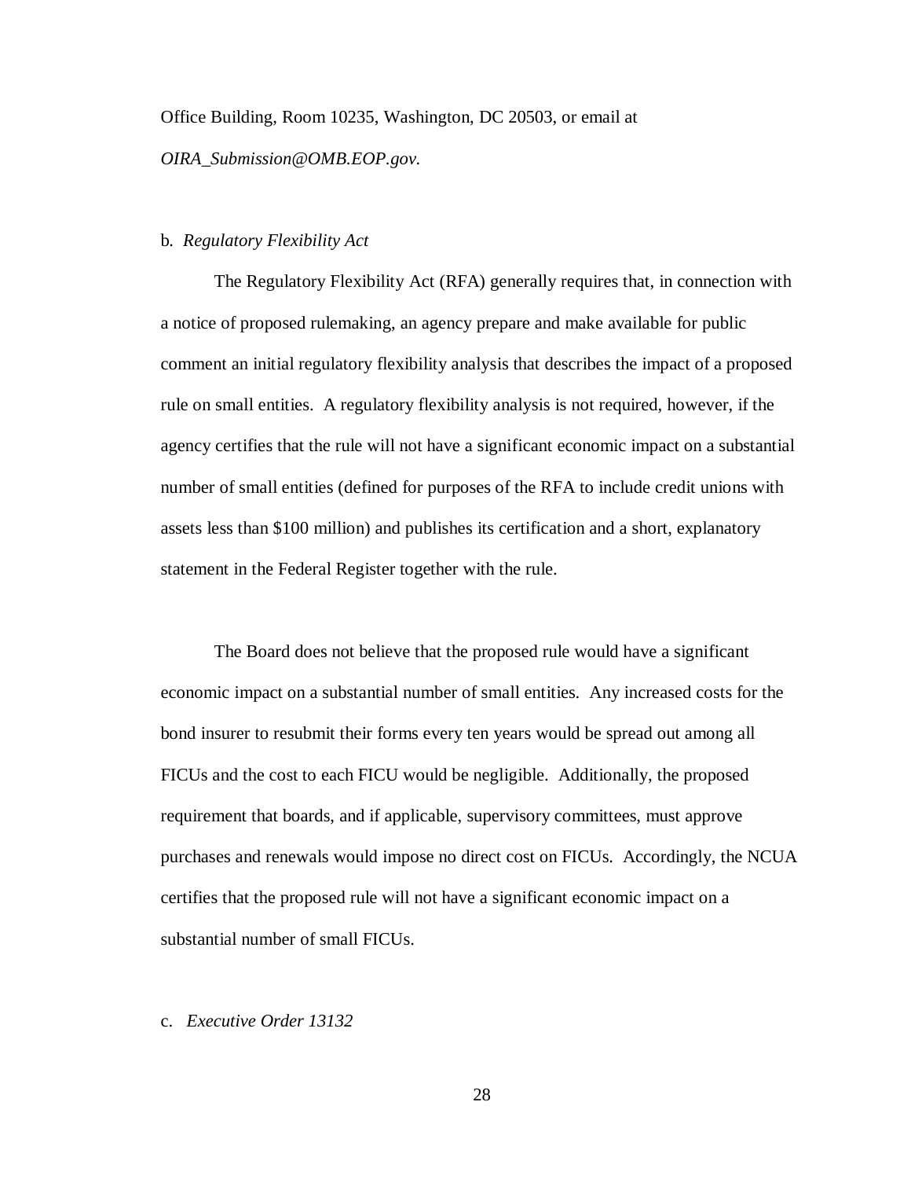Office Building, Room 10235, Washington, DC 20503, or email at *OIRA_Submission@OMB.EOP.gov.*

b. *Regulatory Flexibility Act*

The Regulatory Flexibility Act (RFA) generally requires that, in connection with a notice of proposed rulemaking, an agency prepare and make available for public comment an initial regulatory flexibility analysis that describes the impact of a proposed rule on small entities. A regulatory flexibility analysis is not required, however, if the agency certifies that the rule will not have a significant economic impact on a substantial number of small entities (defined for purposes of the RFA to include credit unions with assets less than $100 million) and publishes its certification and a short, explanatory statement in the Federal Register together with the rule.

The Board does not believe that the proposed rule would have a significant economic impact on a substantial number of small entities. Any increased costs for the bond insurer to resubmit their forms every ten years would be spread out among all FICUs and the cost to each FICU would be negligible. Additionally, the proposed requirement that boards, and if applicable, supervisory committees, must approve purchases and renewals would impose no direct cost on FICUs. Accordingly, the NCUA certifies that the proposed rule will not have a significant economic impact on a substantial number of small FICUs.

c. *Executive Order 13132*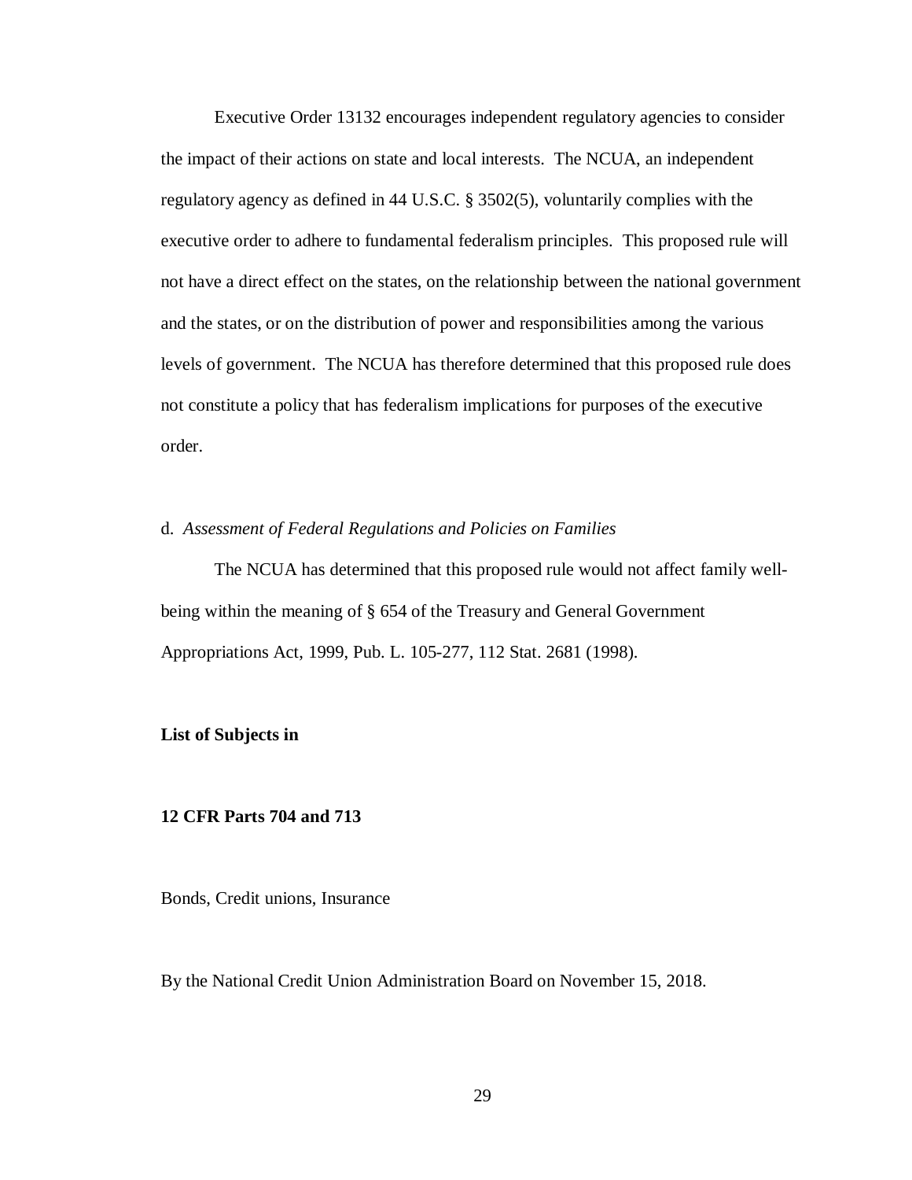Executive Order 13132 encourages independent regulatory agencies to consider the impact of their actions on state and local interests. The NCUA, an independent regulatory agency as defined in 44 U.S.C. § 3502(5), voluntarily complies with the executive order to adhere to fundamental federalism principles. This proposed rule will not have a direct effect on the states, on the relationship between the national government and the states, or on the distribution of power and responsibilities among the various levels of government. The NCUA has therefore determined that this proposed rule does not constitute a policy that has federalism implications for purposes of the executive order.

d. *Assessment of Federal Regulations and Policies on Families*

The NCUA has determined that this proposed rule would not affect family well-being within the meaning of § 654 of the Treasury and General Government Appropriations Act, 1999, Pub. L. 105-277, 112 Stat. 2681 (1998).

**List of Subjects in**

**12 CFR Parts 704 and 713**

Bonds, Credit unions, Insurance

By the National Credit Union Administration Board on November 15, 2018.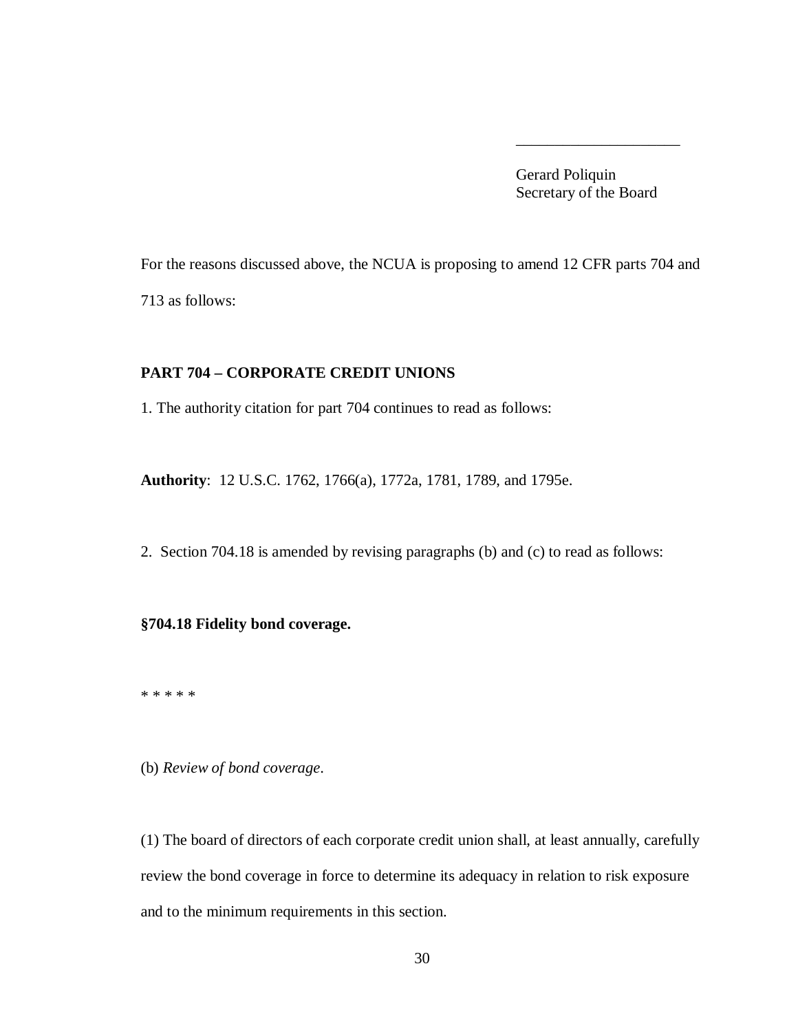\_\_\_\_\_\_\_\_\_\_\_\_\_\_\_\_\_\_\_\_\_

Gerard Poliquin
Secretary of the Board

For the reasons discussed above, the NCUA is proposing to amend 12 CFR parts 704 and 713 as follows:

**PART 704 – CORPORATE CREDIT UNIONS**

1. The authority citation for part 704 continues to read as follows:

**Authority**: 12 U.S.C. 1762, 1766(a), 1772a, 1781, 1789, and 1795e.

2. Section 704.18 is amended by revising paragraphs (b) and (c) to read as follows:

**§704.18 Fidelity bond coverage.**

\* \* \* \* \*

(b) *Review of bond coverage*.

(1) The board of directors of each corporate credit union shall, at least annually, carefully review the bond coverage in force to determine its adequacy in relation to risk exposure and to the minimum requirements in this section.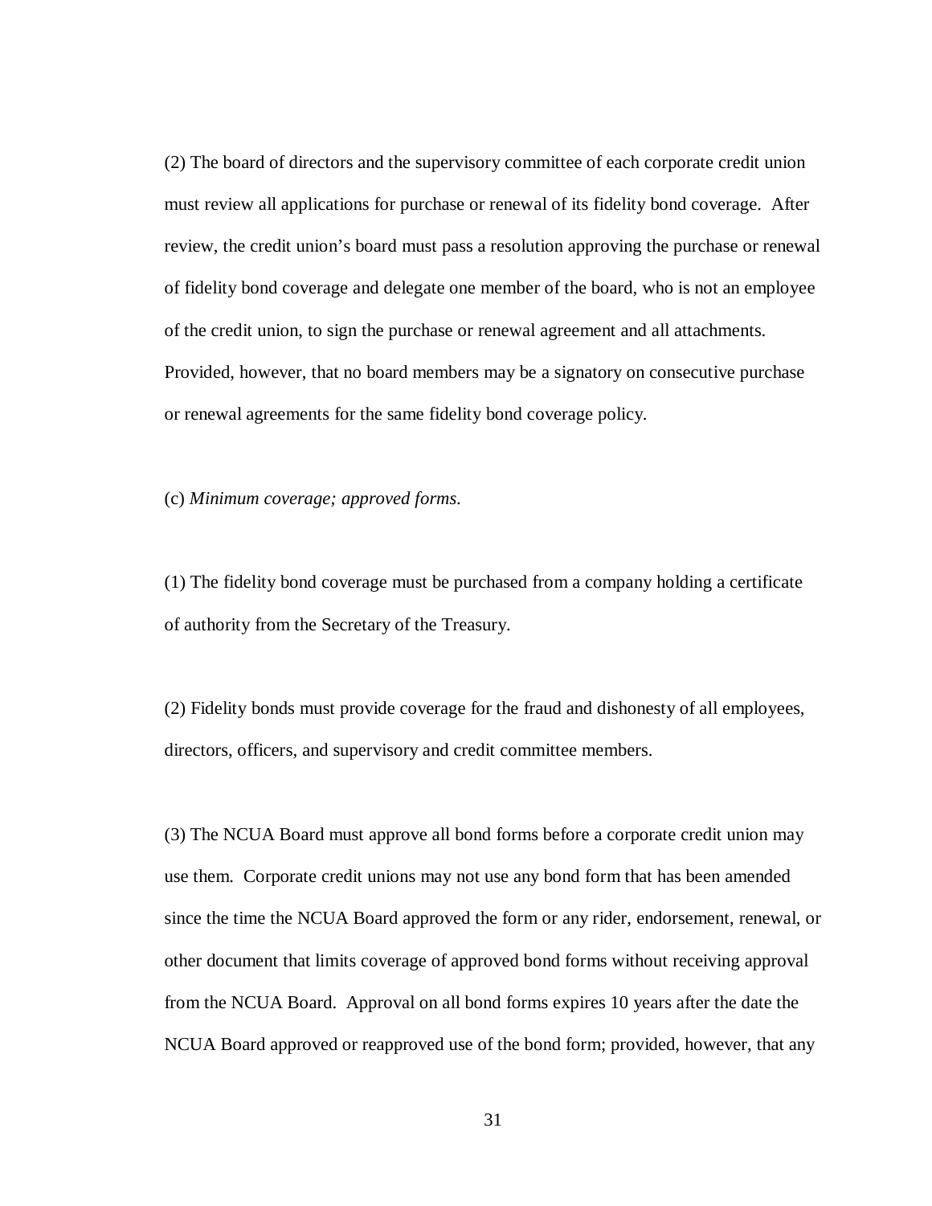(2) The board of directors and the supervisory committee of each corporate credit union must review all applications for purchase or renewal of its fidelity bond coverage. After review, the credit union's board must pass a resolution approving the purchase or renewal of fidelity bond coverage and delegate one member of the board, who is not an employee of the credit union, to sign the purchase or renewal agreement and all attachments. Provided, however, that no board members may be a signatory on consecutive purchase or renewal agreements for the same fidelity bond coverage policy.

(c) *Minimum coverage; approved forms.*

(1) The fidelity bond coverage must be purchased from a company holding a certificate of authority from the Secretary of the Treasury.

(2) Fidelity bonds must provide coverage for the fraud and dishonesty of all employees, directors, officers, and supervisory and credit committee members.

(3) The NCUA Board must approve all bond forms before a corporate credit union may use them. Corporate credit unions may not use any bond form that has been amended since the time the NCUA Board approved the form or any rider, endorsement, renewal, or other document that limits coverage of approved bond forms without receiving approval from the NCUA Board. Approval on all bond forms expires 10 years after the date the NCUA Board approved or reapproved use of the bond form; provided, however, that any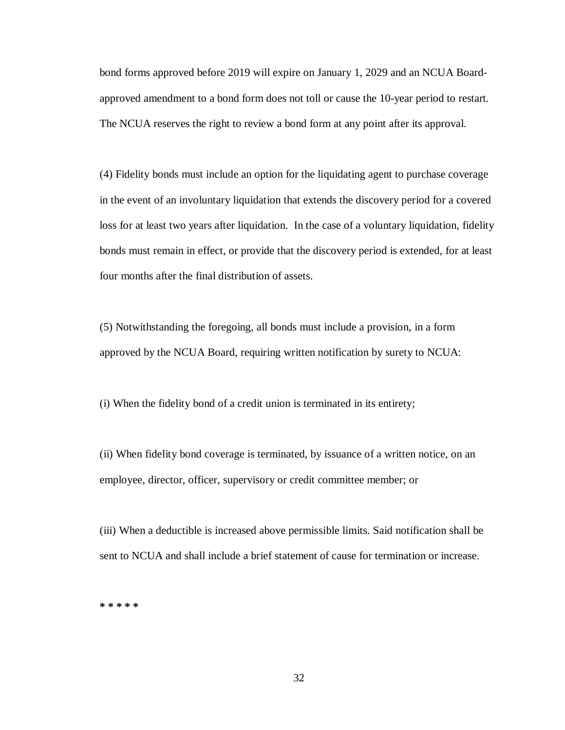bond forms approved before 2019 will expire on January 1, 2029 and an NCUA Board-approved amendment to a bond form does not toll or cause the 10-year period to restart. The NCUA reserves the right to review a bond form at any point after its approval.

(4) Fidelity bonds must include an option for the liquidating agent to purchase coverage in the event of an involuntary liquidation that extends the discovery period for a covered loss for at least two years after liquidation. In the case of a voluntary liquidation, fidelity bonds must remain in effect, or provide that the discovery period is extended, for at least four months after the final distribution of assets.

(5) Notwithstanding the foregoing, all bonds must include a provision, in a form approved by the NCUA Board, requiring written notification by surety to NCUA:

(i) When the fidelity bond of a credit union is terminated in its entirety;

(ii) When fidelity bond coverage is terminated, by issuance of a written notice, on an employee, director, officer, supervisory or credit committee member; or

(iii) When a deductible is increased above permissible limits. Said notification shall be sent to NCUA and shall include a brief statement of cause for termination or increase.

**\* \* \* \* \***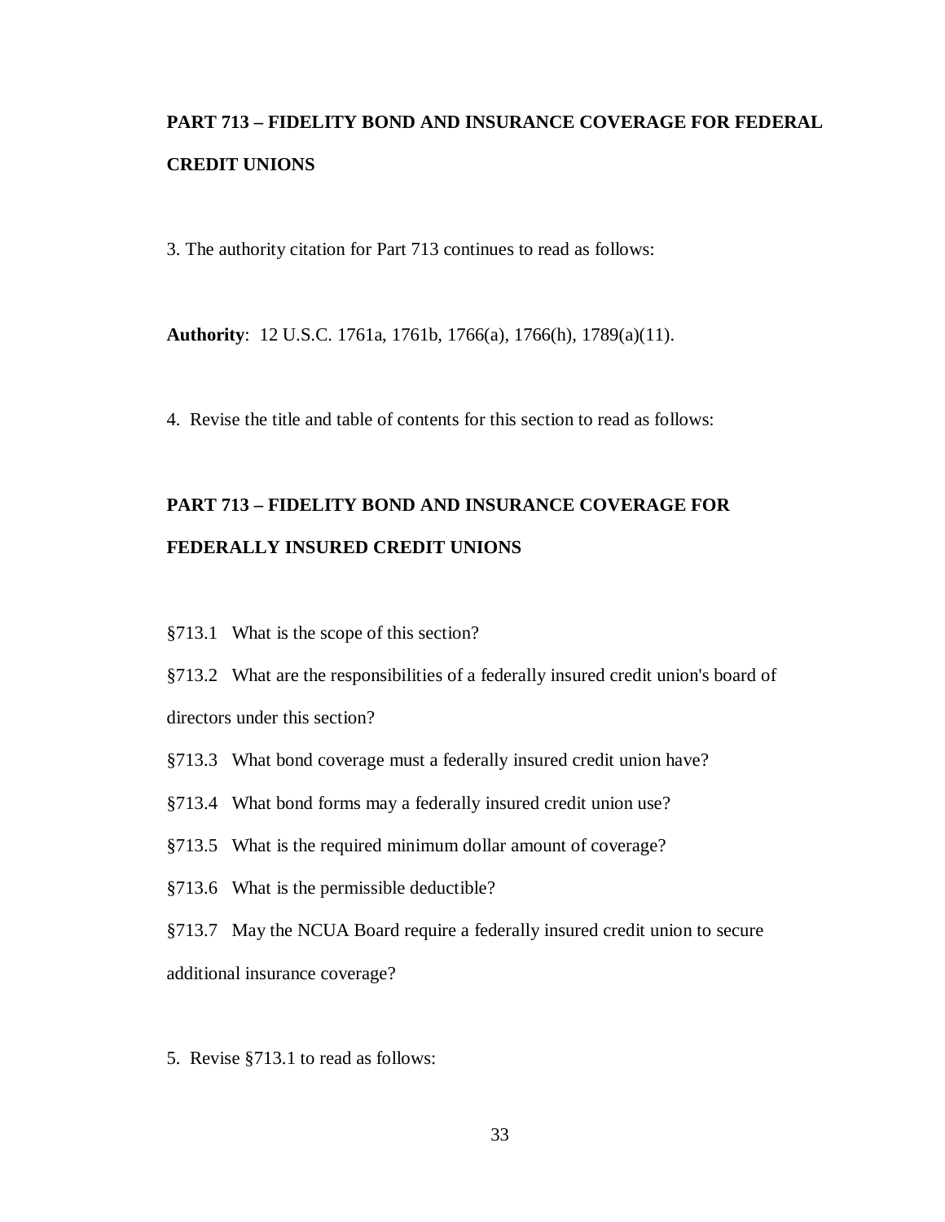**PART 713 – FIDELITY BOND AND INSURANCE COVERAGE FOR FEDERAL CREDIT UNIONS**

3. The authority citation for Part 713 continues to read as follows:

**Authority**: 12 U.S.C. 1761a, 1761b, 1766(a), 1766(h), 1789(a)(11).

4. Revise the title and table of contents for this section to read as follows:

**PART 713 – FIDELITY BOND AND INSURANCE COVERAGE FOR FEDERALLY INSURED CREDIT UNIONS**

§713.1 What is the scope of this section?

§713.2 What are the responsibilities of a federally insured credit union's board of directors under this section?

§713.3 What bond coverage must a federally insured credit union have?

§713.4 What bond forms may a federally insured credit union use?

§713.5 What is the required minimum dollar amount of coverage?

§713.6 What is the permissible deductible?

§713.7 May the NCUA Board require a federally insured credit union to secure additional insurance coverage?

5. Revise §713.1 to read as follows: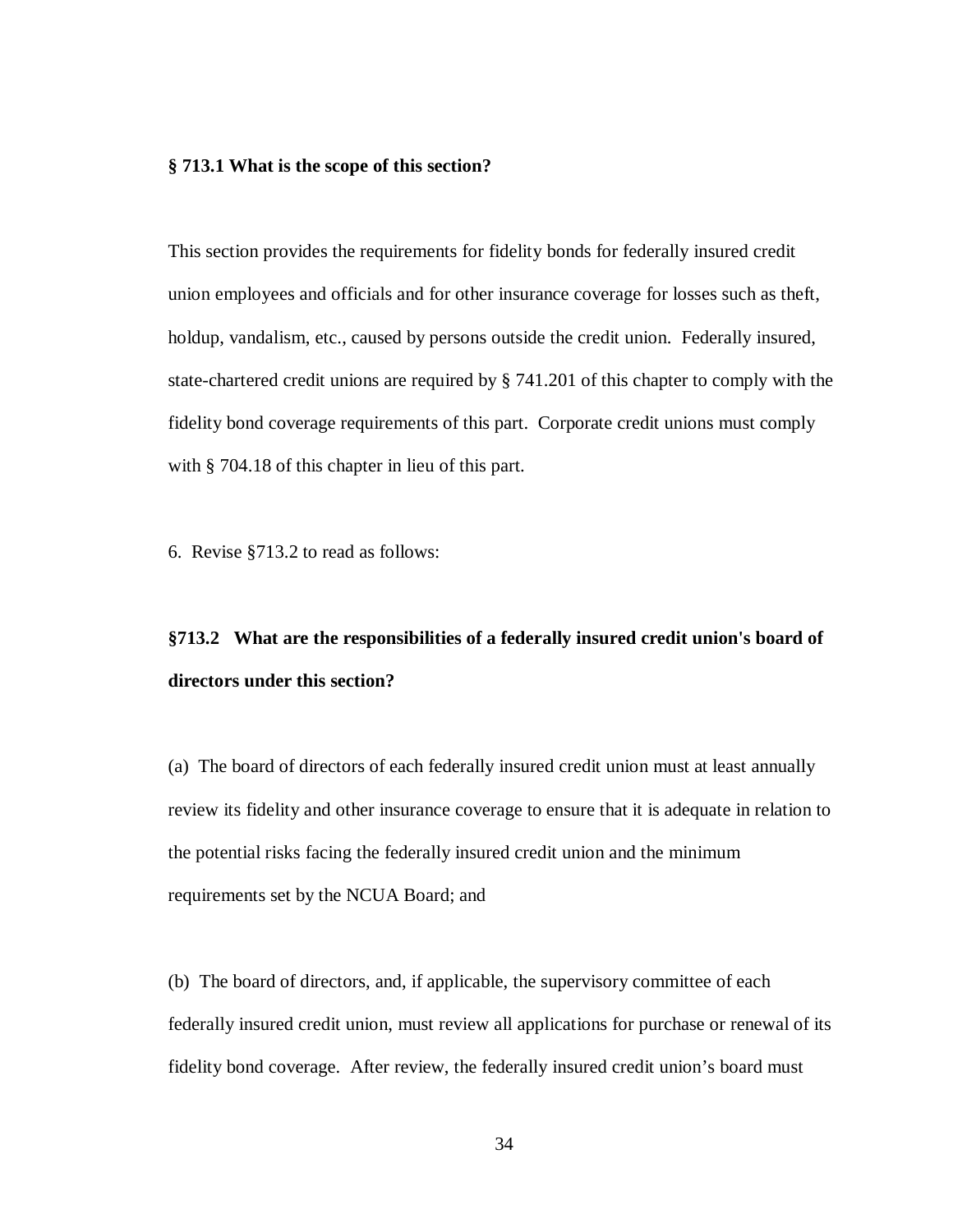**§ 713.1 What is the scope of this section?**

This section provides the requirements for fidelity bonds for federally insured credit union employees and officials and for other insurance coverage for losses such as theft, holdup, vandalism, etc., caused by persons outside the credit union. Federally insured, state-chartered credit unions are required by § 741.201 of this chapter to comply with the fidelity bond coverage requirements of this part. Corporate credit unions must comply with § 704.18 of this chapter in lieu of this part.

6. Revise §713.2 to read as follows:

**§713.2 What are the responsibilities of a federally insured credit union's board of directors under this section?**

(a) The board of directors of each federally insured credit union must at least annually review its fidelity and other insurance coverage to ensure that it is adequate in relation to the potential risks facing the federally insured credit union and the minimum requirements set by the NCUA Board; and

(b) The board of directors, and, if applicable, the supervisory committee of each federally insured credit union, must review all applications for purchase or renewal of its fidelity bond coverage. After review, the federally insured credit union's board must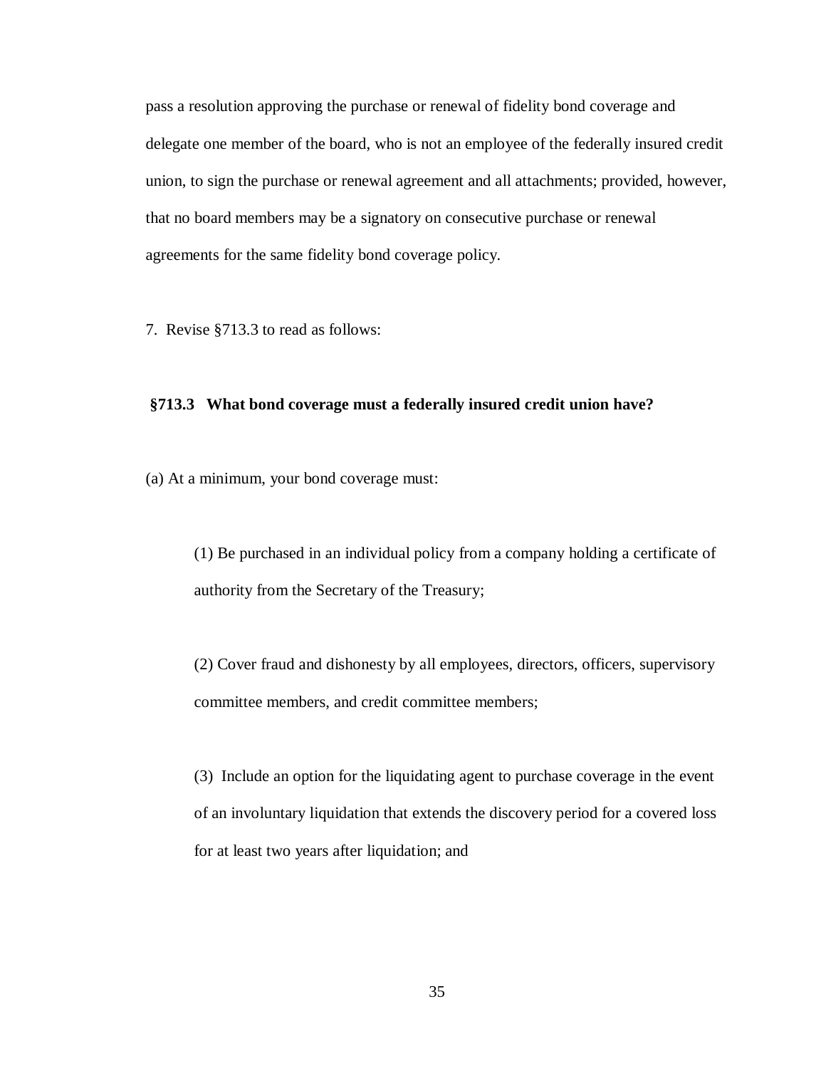pass a resolution approving the purchase or renewal of fidelity bond coverage and delegate one member of the board, who is not an employee of the federally insured credit union, to sign the purchase or renewal agreement and all attachments; provided, however, that no board members may be a signatory on consecutive purchase or renewal agreements for the same fidelity bond coverage policy.

7. Revise §713.3 to read as follows:

**§713.3 What bond coverage must a federally insured credit union have?**

(a) At a minimum, your bond coverage must:

(1) Be purchased in an individual policy from a company holding a certificate of authority from the Secretary of the Treasury;

(2) Cover fraud and dishonesty by all employees, directors, officers, supervisory committee members, and credit committee members;

(3) Include an option for the liquidating agent to purchase coverage in the event of an involuntary liquidation that extends the discovery period for a covered loss for at least two years after liquidation; and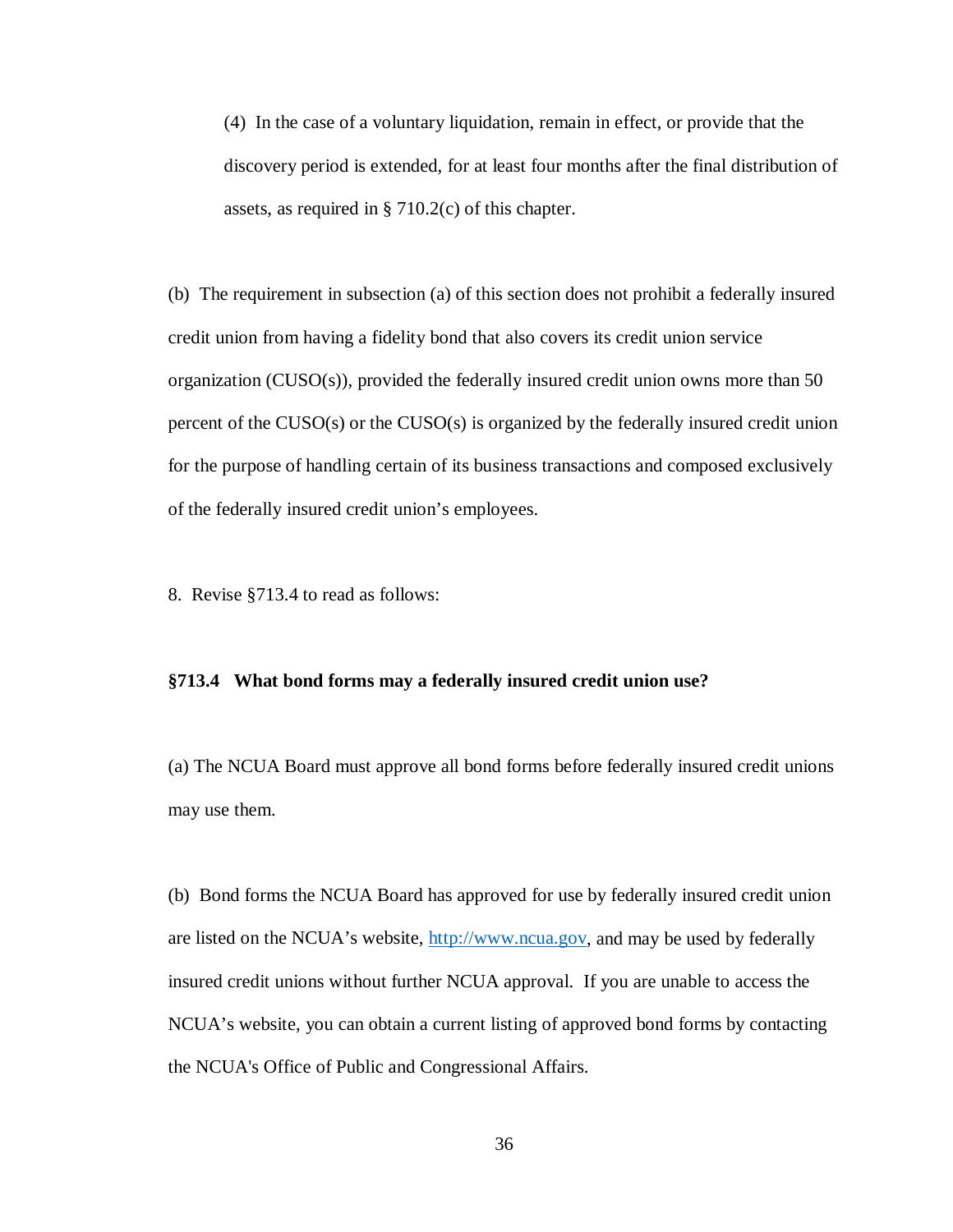(4) In the case of a voluntary liquidation, remain in effect, or provide that the discovery period is extended, for at least four months after the final distribution of assets, as required in § 710.2(c) of this chapter.

(b) The requirement in subsection (a) of this section does not prohibit a federally insured credit union from having a fidelity bond that also covers its credit union service organization (CUSO(s)), provided the federally insured credit union owns more than 50 percent of the CUSO(s) or the CUSO(s) is organized by the federally insured credit union for the purpose of handling certain of its business transactions and composed exclusively of the federally insured credit union's employees.

8. Revise §713.4 to read as follows:

**§713.4 What bond forms may a federally insured credit union use?**

(a) The NCUA Board must approve all bond forms before federally insured credit unions may use them.

(b) Bond forms the NCUA Board has approved for use by federally insured credit union are listed on the NCUA's website, [http://www.ncua.gov](http://www.ncua.gov), and may be used by federally insured credit unions without further NCUA approval. If you are unable to access the NCUA's website, you can obtain a current listing of approved bond forms by contacting the NCUA's Office of Public and Congressional Affairs.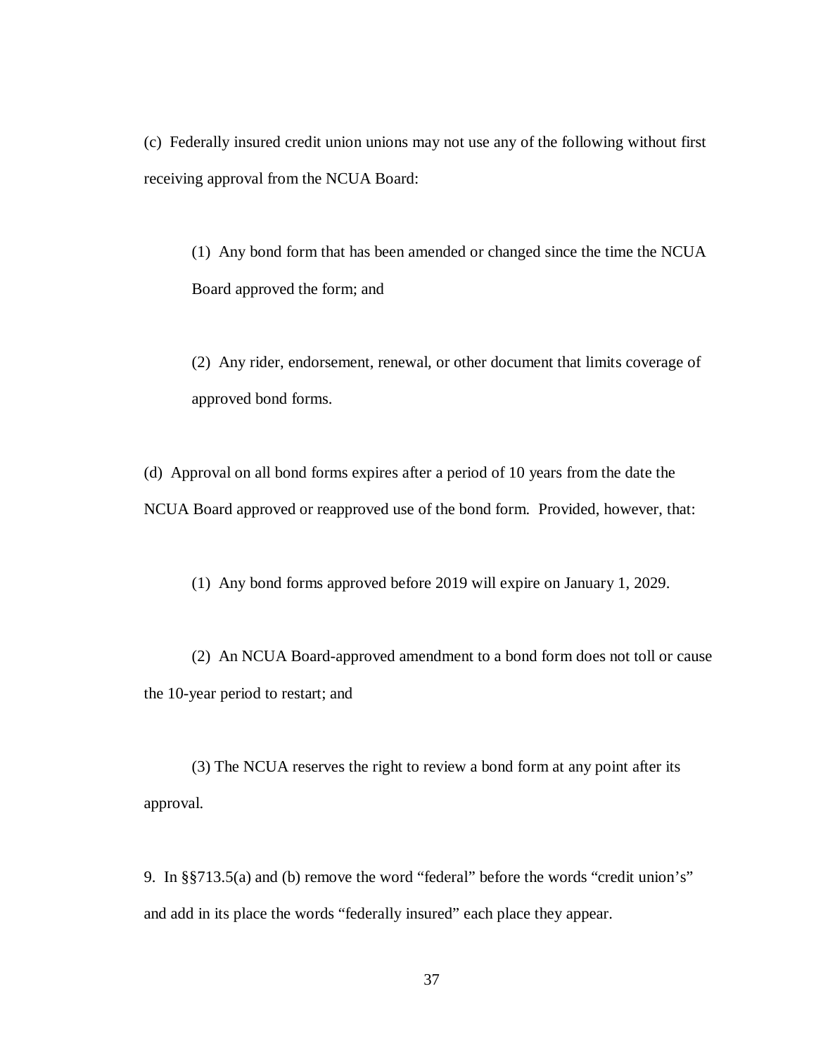(c) Federally insured credit union unions may not use any of the following without first receiving approval from the NCUA Board:

(1) Any bond form that has been amended or changed since the time the NCUA Board approved the form; and

(2) Any rider, endorsement, renewal, or other document that limits coverage of approved bond forms.

(d) Approval on all bond forms expires after a period of 10 years from the date the NCUA Board approved or reapproved use of the bond form. Provided, however, that:

(1) Any bond forms approved before 2019 will expire on January 1, 2029.

(2) An NCUA Board-approved amendment to a bond form does not toll or cause the 10-year period to restart; and

(3) The NCUA reserves the right to review a bond form at any point after its approval.

9. In §§713.5(a) and (b) remove the word "federal" before the words "credit union's" and add in its place the words "federally insured" each place they appear.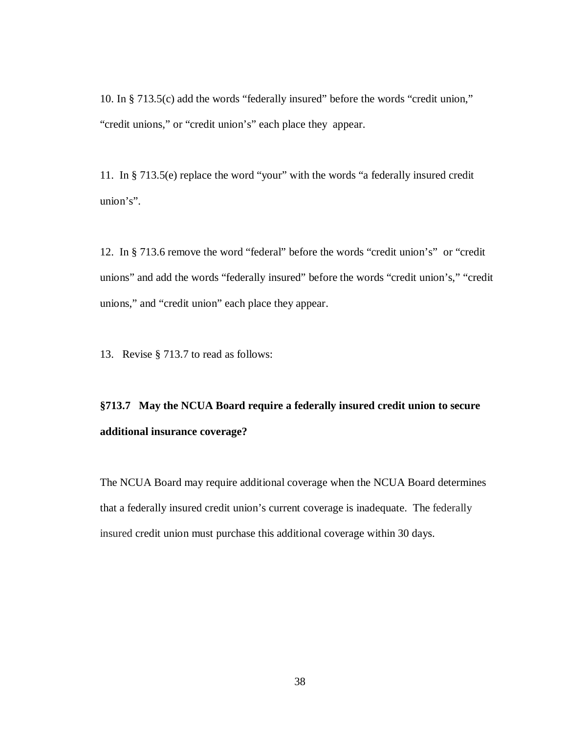10. In § 713.5(c) add the words "federally insured" before the words "credit union," "credit unions," or "credit union's" each place they appear.

11. In § 713.5(e) replace the word "your" with the words "a federally insured credit union's".

12. In § 713.6 remove the word "federal" before the words "credit union's" or "credit unions" and add the words "federally insured" before the words "credit union's," "credit unions," and "credit union" each place they appear.

13. Revise § 713.7 to read as follows:

**§713.7 May the NCUA Board require a federally insured credit union to secure additional insurance coverage?**

The NCUA Board may require additional coverage when the NCUA Board determines that a federally insured credit union's current coverage is inadequate. The federally insured credit union must purchase this additional coverage within 30 days.